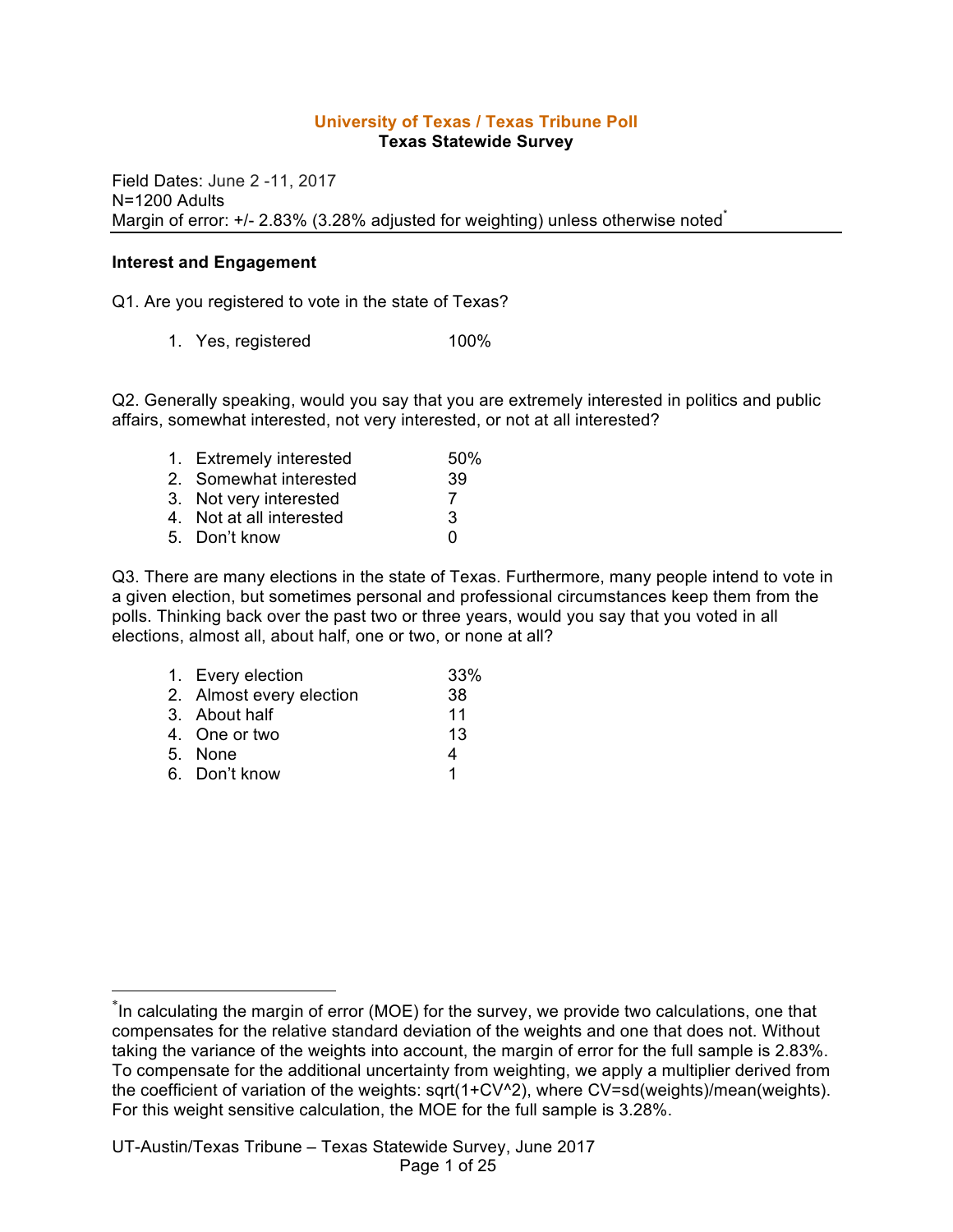# University of Texas / Texas Tribune Poll

## Texas Statewide Survey

Field Dates: June 2 -11, 2017
N=1200 Adults
Margin of error: +/- 2.83% (3.28% adjusted for weighting) unless otherwise noted[*]

---

### Interest and Engagement

Q1. Are you registered to vote in the state of Texas?

| | |
|---|---|
| 1. Yes, registered | 100% |

Q2. Generally speaking, would you say that you are extremely interested in politics and public affairs, somewhat interested, not very interested, or not at all interested?

| | |
|---|---|
| 1. Extremely interested | 50% |
| 2. Somewhat interested | 39 |
| 3. Not very interested | 7 |
| 4. Not at all interested | 3 |
| 5. Don't know | 0 |

Q3. There are many elections in the state of Texas. Furthermore, many people intend to vote in a given election, but sometimes personal and professional circumstances keep them from the polls. Thinking back over the past two or three years, would you say that you voted in all elections, almost all, about half, one or two, or none at all?

| | |
|---|---|
| 1. Every election | 33% |
| 2. Almost every election | 38 |
| 3. About half | 11 |
| 4. One or two | 13 |
| 5. None | 4 |
| 6. Don't know | 1 |

---

[*]In calculating the margin of error (MOE) for the survey, we provide two calculations, one that compensates for the relative standard deviation of the weights and one that does not. Without taking the variance of the weights into account, the margin of error for the full sample is 2.83%. To compensate for the additional uncertainty from weighting, we apply a multiplier derived from the coefficient of variation of the weights: $\sqrt{1+CV^2}$, where $CV=sd(weights)/mean(weights)$. For this weight sensitive calculation, the MOE for the full sample is 3.28%.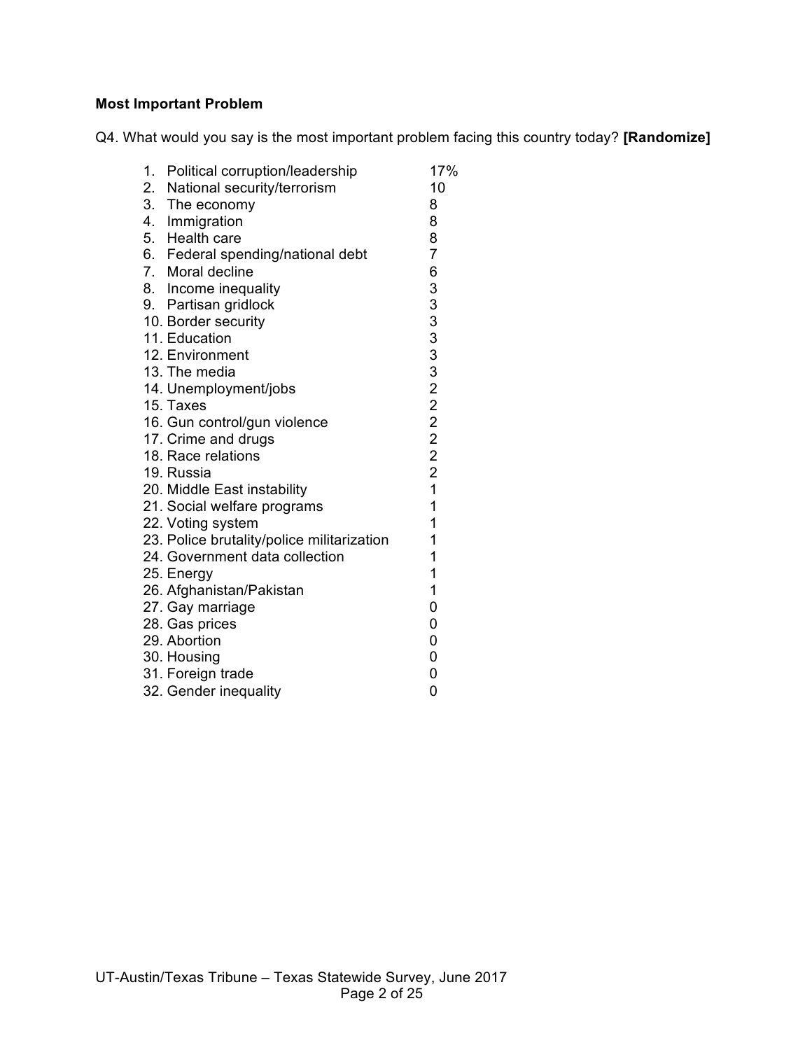**Most Important Problem**

Q4. What would you say is the most important problem facing this country today? **[Randomize]**

| | |
|---|---|
| 1. Political corruption/leadership | 17% |
| 2. National security/terrorism | 10 |
| 3. The economy | 8 |
| 4. Immigration | 8 |
| 5. Health care | 8 |
| 6. Federal spending/national debt | 7 |
| 7. Moral decline | 6 |
| 8. Income inequality | 3 |
| 9. Partisan gridlock | 3 |
| 10. Border security | 3 |
| 11. Education | 3 |
| 12. Environment | 3 |
| 13. The media | 3 |
| 14. Unemployment/jobs | 2 |
| 15. Taxes | 2 |
| 16. Gun control/gun violence | 2 |
| 17. Crime and drugs | 2 |
| 18. Race relations | 2 |
| 19. Russia | 2 |
| 20. Middle East instability | 1 |
| 21. Social welfare programs | 1 |
| 22. Voting system | 1 |
| 23. Police brutality/police militarization | 1 |
| 24. Government data collection | 1 |
| 25. Energy | 1 |
| 26. Afghanistan/Pakistan | 1 |
| 27. Gay marriage | 0 |
| 28. Gas prices | 0 |
| 29. Abortion | 0 |
| 30. Housing | 0 |
| 31. Foreign trade | 0 |
| 32. Gender inequality | 0 |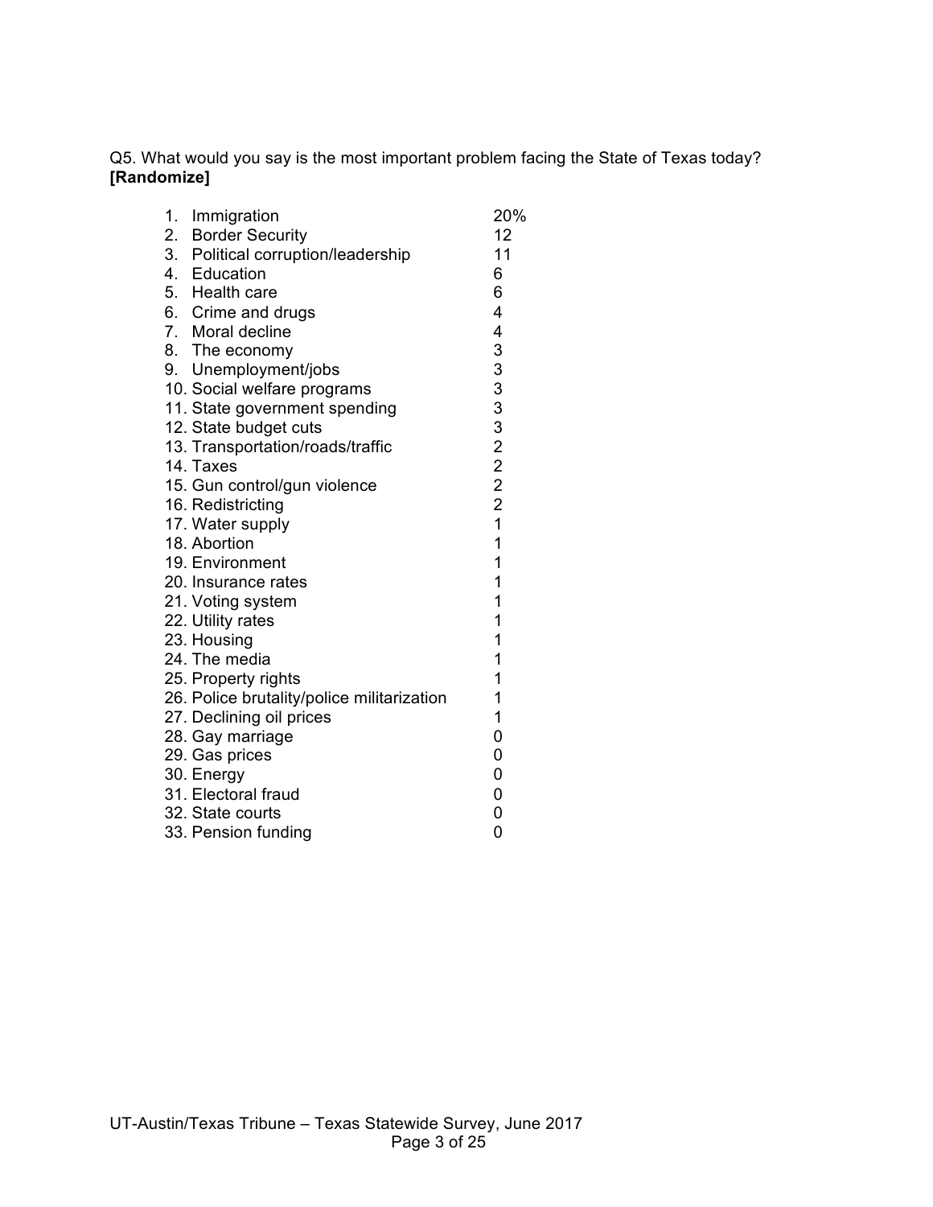Q5. What would you say is the most important problem facing the State of Texas today? **[Randomize]**

| | |
|---|---|
| 1. Immigration | 20% |
| 2. Border Security | 12 |
| 3. Political corruption/leadership | 11 |
| 4. Education | 6 |
| 5. Health care | 6 |
| 6. Crime and drugs | 4 |
| 7. Moral decline | 4 |
| 8. The economy | 3 |
| 9. Unemployment/jobs | 3 |
| 10. Social welfare programs | 3 |
| 11. State government spending | 3 |
| 12. State budget cuts | 3 |
| 13. Transportation/roads/traffic | 2 |
| 14. Taxes | 2 |
| 15. Gun control/gun violence | 2 |
| 16. Redistricting | 2 |
| 17. Water supply | 1 |
| 18. Abortion | 1 |
| 19. Environment | 1 |
| 20. Insurance rates | 1 |
| 21. Voting system | 1 |
| 22. Utility rates | 1 |
| 23. Housing | 1 |
| 24. The media | 1 |
| 25. Property rights | 1 |
| 26. Police brutality/police militarization | 1 |
| 27. Declining oil prices | 1 |
| 28. Gay marriage | 0 |
| 29. Gas prices | 0 |
| 30. Energy | 0 |
| 31. Electoral fraud | 0 |
| 32. State courts | 0 |
| 33. Pension funding | 0 |

UT-Austin/Texas Tribune – Texas Statewide Survey, June 2017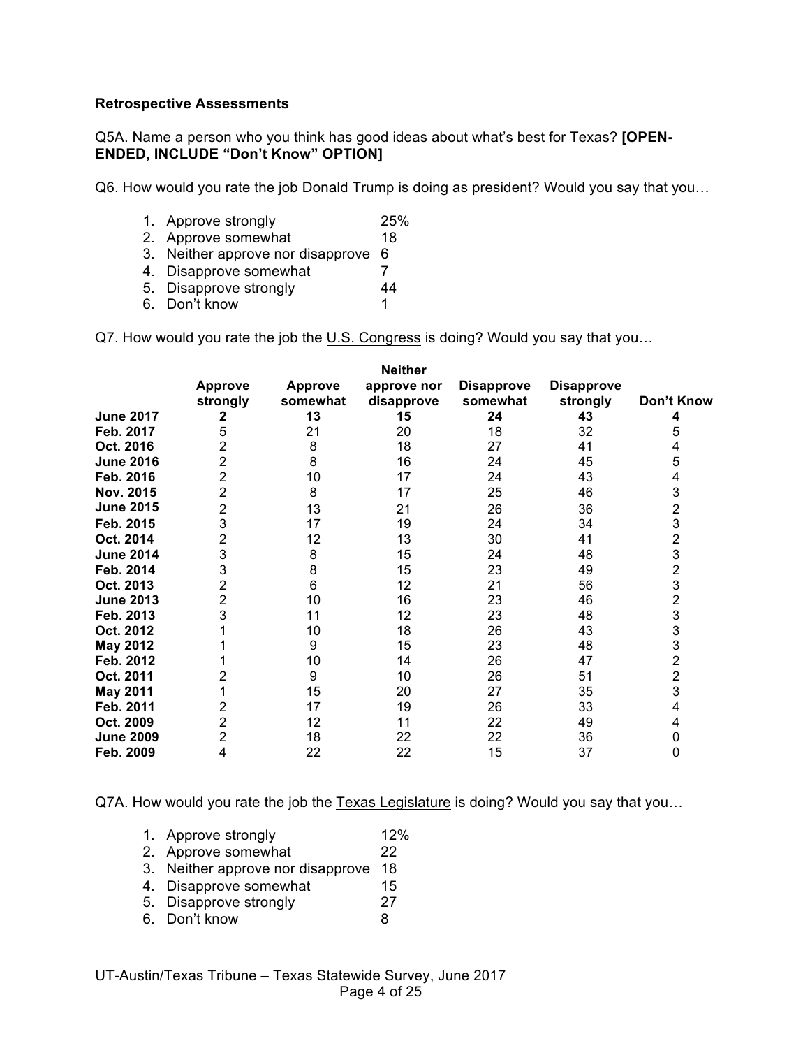**Retrospective Assessments**

Q5A. Name a person who you think has good ideas about what's best for Texas? **[OPEN-ENDED, INCLUDE "Don't Know" OPTION]**

Q6. How would you rate the job Donald Trump is doing as president? Would you say that you…

1. Approve strongly 25%
2. Approve somewhat 18
3. Neither approve nor disapprove 6
4. Disapprove somewhat 7
5. Disapprove strongly 44
6. Don't know 1

Q7. How would you rate the job the U.S. Congress is doing? Would you say that you…

| | Approve strongly | Approve somewhat | Neither approve nor disapprove | Disapprove somewhat | Disapprove strongly | Don't Know |
|---|---|---|---|---|---|---|
| **June 2017** | **2** | **13** | **15** | **24** | **43** | **4** |
| **Feb. 2017** | 5 | 21 | 20 | 18 | 32 | 5 |
| **Oct. 2016** | 2 | 8 | 18 | 27 | 41 | 4 |
| **June 2016** | 2 | 8 | 16 | 24 | 45 | 5 |
| **Feb. 2016** | 2 | 10 | 17 | 24 | 43 | 4 |
| **Nov. 2015** | 2 | 8 | 17 | 25 | 46 | 3 |
| **June 2015** | 2 | 13 | 21 | 26 | 36 | 2 |
| **Feb. 2015** | 3 | 17 | 19 | 24 | 34 | 3 |
| **Oct. 2014** | 2 | 12 | 13 | 30 | 41 | 2 |
| **June 2014** | 3 | 8 | 15 | 24 | 48 | 3 |
| **Feb. 2014** | 3 | 8 | 15 | 23 | 49 | 2 |
| **Oct. 2013** | 2 | 6 | 12 | 21 | 56 | 3 |
| **June 2013** | 2 | 10 | 16 | 23 | 46 | 2 |
| **Feb. 2013** | 3 | 11 | 12 | 23 | 48 | 3 |
| **Oct. 2012** | 1 | 10 | 18 | 26 | 43 | 3 |
| **May 2012** | 1 | 9 | 15 | 23 | 48 | 3 |
| **Feb. 2012** | 1 | 10 | 14 | 26 | 47 | 2 |
| **Oct. 2011** | 2 | 9 | 10 | 26 | 51 | 2 |
| **May 2011** | 1 | 15 | 20 | 27 | 35 | 3 |
| **Feb. 2011** | 2 | 17 | 19 | 26 | 33 | 4 |
| **Oct. 2009** | 2 | 12 | 11 | 22 | 49 | 4 |
| **June 2009** | 2 | 18 | 22 | 22 | 36 | 0 |
| **Feb. 2009** | 4 | 22 | 22 | 15 | 37 | 0 |

Q7A. How would you rate the job the Texas Legislature is doing? Would you say that you…

1. Approve strongly 12%
2. Approve somewhat 22
3. Neither approve nor disapprove 18
4. Disapprove somewhat 15
5. Disapprove strongly 27
6. Don't know 8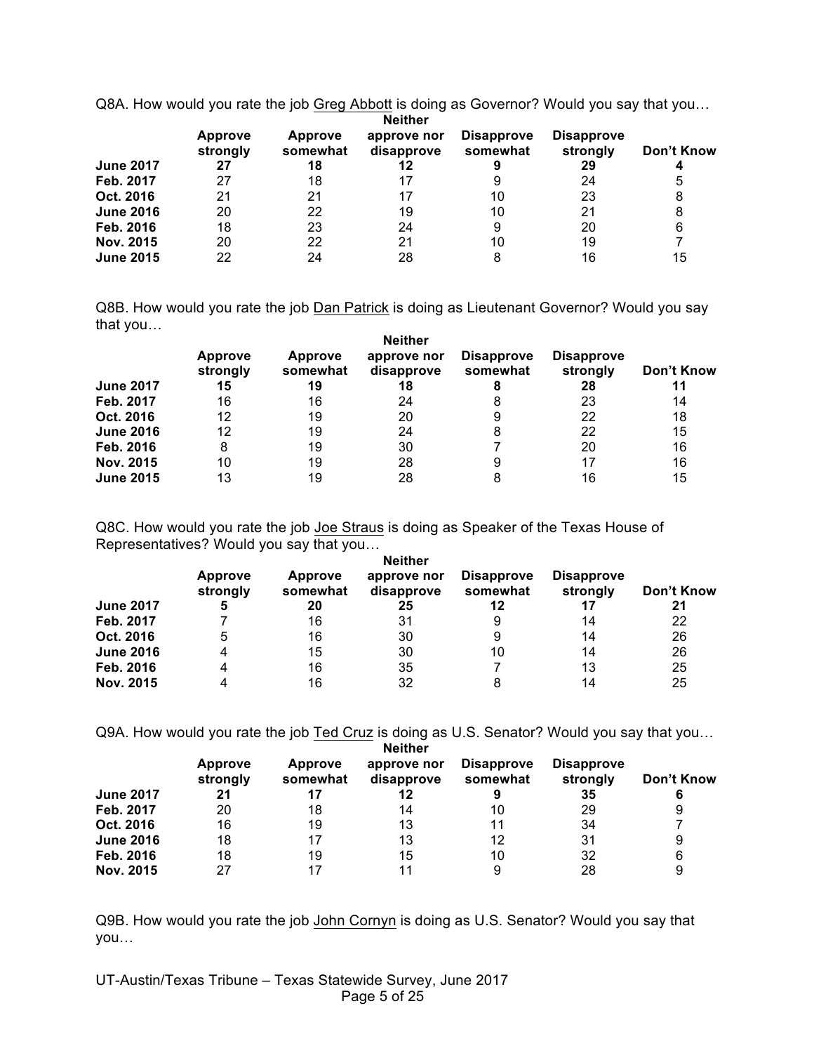Q8A. How would you rate the job <u>Greg Abbott</u> is doing as Governor? Would you say that you…

| | Approve strongly | Approve somewhat | Neither approve nor disapprove | Disapprove somewhat | Disapprove strongly | Don't Know |
|---|---|---|---|---|---|---|
| **June 2017** | **27** | **18** | **12** | **9** | **29** | **4** |
| **Feb. 2017** | 27 | 18 | 17 | 9 | 24 | 5 |
| **Oct. 2016** | 21 | 21 | 17 | 10 | 23 | 8 |
| **June 2016** | 20 | 22 | 19 | 10 | 21 | 8 |
| **Feb. 2016** | 18 | 23 | 24 | 9 | 20 | 6 |
| **Nov. 2015** | 20 | 22 | 21 | 10 | 19 | 7 |
| **June 2015** | 22 | 24 | 28 | 8 | 16 | 15 |

Q8B. How would you rate the job <u>Dan Patrick</u> is doing as Lieutenant Governor? Would you say that you…

| | Approve strongly | Approve somewhat | Neither approve nor disapprove | Disapprove somewhat | Disapprove strongly | Don't Know |
|---|---|---|---|---|---|---|
| **June 2017** | **15** | **19** | **18** | **8** | **28** | **11** |
| **Feb. 2017** | 16 | 16 | 24 | 8 | 23 | 14 |
| **Oct. 2016** | 12 | 19 | 20 | 9 | 22 | 18 |
| **June 2016** | 12 | 19 | 24 | 8 | 22 | 15 |
| **Feb. 2016** | 8 | 19 | 30 | 7 | 20 | 16 |
| **Nov. 2015** | 10 | 19 | 28 | 9 | 17 | 16 |
| **June 2015** | 13 | 19 | 28 | 8 | 16 | 15 |

Q8C. How would you rate the job <u>Joe Straus</u> is doing as Speaker of the Texas House of Representatives? Would you say that you…

| | Approve strongly | Approve somewhat | Neither approve nor disapprove | Disapprove somewhat | Disapprove strongly | Don't Know |
|---|---|---|---|---|---|---|
| **June 2017** | **5** | **20** | **25** | **12** | **17** | **21** |
| **Feb. 2017** | 7 | 16 | 31 | 9 | 14 | 22 |
| **Oct. 2016** | 5 | 16 | 30 | 9 | 14 | 26 |
| **June 2016** | 4 | 15 | 30 | 10 | 14 | 26 |
| **Feb. 2016** | 4 | 16 | 35 | 7 | 13 | 25 |
| **Nov. 2015** | 4 | 16 | 32 | 8 | 14 | 25 |

Q9A. How would you rate the job <u>Ted Cruz</u> is doing as U.S. Senator? Would you say that you…

| | Approve strongly | Approve somewhat | Neither approve nor disapprove | Disapprove somewhat | Disapprove strongly | Don't Know |
|---|---|---|---|---|---|---|
| **June 2017** | **21** | **17** | **12** | **9** | **35** | **6** |
| **Feb. 2017** | 20 | 18 | 14 | 10 | 29 | 9 |
| **Oct. 2016** | 16 | 19 | 13 | 11 | 34 | 7 |
| **June 2016** | 18 | 17 | 13 | 12 | 31 | 9 |
| **Feb. 2016** | 18 | 19 | 15 | 10 | 32 | 6 |
| **Nov. 2015** | 27 | 17 | 11 | 9 | 28 | 9 |

Q9B. How would you rate the job <u>John Cornyn</u> is doing as U.S. Senator? Would you say that you…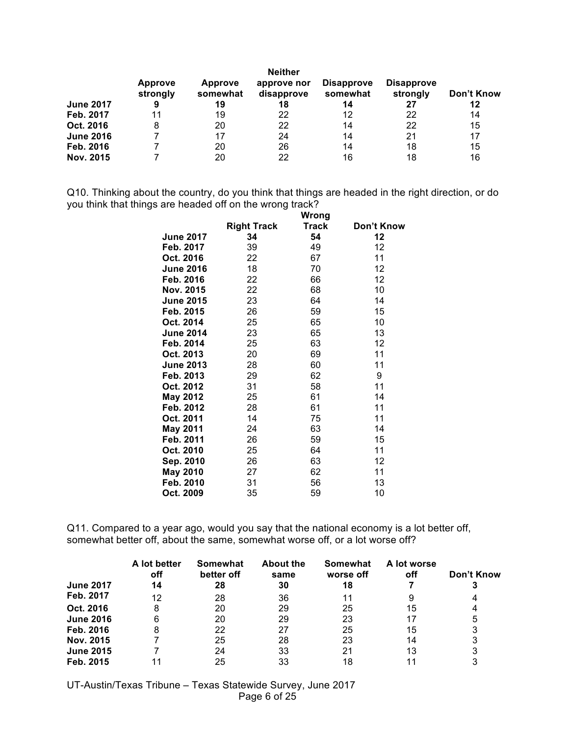| | Approve strongly | Approve somewhat | Neither approve nor disapprove | Disapprove somewhat | Disapprove strongly | Don't Know |
|---|---|---|---|---|---|---|
| **June 2017** | **9** | **19** | **18** | **14** | **27** | **12** |
| **Feb. 2017** | 11 | 19 | 22 | 12 | 22 | 14 |
| **Oct. 2016** | 8 | 20 | 22 | 14 | 22 | 15 |
| **June 2016** | 7 | 17 | 24 | 14 | 21 | 17 |
| **Feb. 2016** | 7 | 20 | 26 | 14 | 18 | 15 |
| **Nov. 2015** | 7 | 20 | 22 | 16 | 18 | 16 |

Q10. Thinking about the country, do you think that things are headed in the right direction, or do you think that things are headed off on the wrong track?

| | Right Track | Wrong Track | Don't Know |
|---|---|---|---|
| **June 2017** | **34** | **54** | **12** |
| **Feb. 2017** | 39 | 49 | 12 |
| **Oct. 2016** | 22 | 67 | 11 |
| **June 2016** | 18 | 70 | 12 |
| **Feb. 2016** | 22 | 66 | 12 |
| **Nov. 2015** | 22 | 68 | 10 |
| **June 2015** | 23 | 64 | 14 |
| **Feb. 2015** | 26 | 59 | 15 |
| **Oct. 2014** | 25 | 65 | 10 |
| **June 2014** | 23 | 65 | 13 |
| **Feb. 2014** | 25 | 63 | 12 |
| **Oct. 2013** | 20 | 69 | 11 |
| **June 2013** | 28 | 60 | 11 |
| **Feb. 2013** | 29 | 62 | 9 |
| **Oct. 2012** | 31 | 58 | 11 |
| **May 2012** | 25 | 61 | 14 |
| **Feb. 2012** | 28 | 61 | 11 |
| **Oct. 2011** | 14 | 75 | 11 |
| **May 2011** | 24 | 63 | 14 |
| **Feb. 2011** | 26 | 59 | 15 |
| **Oct. 2010** | 25 | 64 | 11 |
| **Sep. 2010** | 26 | 63 | 12 |
| **May 2010** | 27 | 62 | 11 |
| **Feb. 2010** | 31 | 56 | 13 |
| **Oct. 2009** | 35 | 59 | 10 |

Q11. Compared to a year ago, would you say that the national economy is a lot better off, somewhat better off, about the same, somewhat worse off, or a lot worse off?

| | A lot better off | Somewhat better off | About the same | Somewhat worse off | A lot worse off | Don't Know |
|---|---|---|---|---|---|---|
| **June 2017** | **14** | **28** | **30** | **18** | **7** | **3** |
| **Feb. 2017** | 12 | 28 | 36 | 11 | 9 | 4 |
| **Oct. 2016** | 8 | 20 | 29 | 25 | 15 | 4 |
| **June 2016** | 6 | 20 | 29 | 23 | 17 | 5 |
| **Feb. 2016** | 8 | 22 | 27 | 25 | 15 | 3 |
| **Nov. 2015** | 7 | 25 | 28 | 23 | 14 | 3 |
| **June 2015** | 7 | 24 | 33 | 21 | 13 | 3 |
| **Feb. 2015** | 11 | 25 | 33 | 18 | 11 | 3 |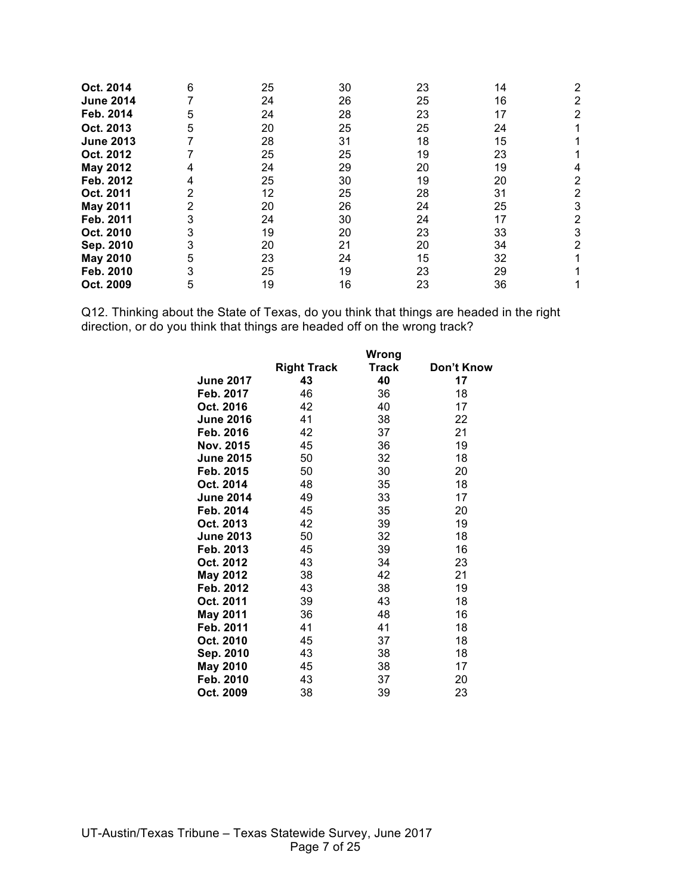| | | | | | | |
|---|---|---|---|---|---|---|
| **Oct. 2014** | 6 | 25 | 30 | 23 | 14 | 2 |
| **June 2014** | 7 | 24 | 26 | 25 | 16 | 2 |
| **Feb. 2014** | 5 | 24 | 28 | 23 | 17 | 2 |
| **Oct. 2013** | 5 | 20 | 25 | 25 | 24 | 1 |
| **June 2013** | 7 | 28 | 31 | 18 | 15 | 1 |
| **Oct. 2012** | 7 | 25 | 25 | 19 | 23 | 1 |
| **May 2012** | 4 | 24 | 29 | 20 | 19 | 4 |
| **Feb. 2012** | 4 | 25 | 30 | 19 | 20 | 2 |
| **Oct. 2011** | 2 | 12 | 25 | 28 | 31 | 2 |
| **May 2011** | 2 | 20 | 26 | 24 | 25 | 3 |
| **Feb. 2011** | 3 | 24 | 30 | 24 | 17 | 2 |
| **Oct. 2010** | 3 | 19 | 20 | 23 | 33 | 3 |
| **Sep. 2010** | 3 | 20 | 21 | 20 | 34 | 2 |
| **May 2010** | 5 | 23 | 24 | 15 | 32 | 1 |
| **Feb. 2010** | 3 | 25 | 19 | 23 | 29 | 1 |
| **Oct. 2009** | 5 | 19 | 16 | 23 | 36 | 1 |

Q12. Thinking about the State of Texas, do you think that things are headed in the right direction, or do you think that things are headed off on the wrong track?

| | **Right Track** | **Wrong Track** | **Don't Know** |
|---|---|---|---|
| **June 2017** | **43** | **40** | **17** |
| **Feb. 2017** | 46 | 36 | 18 |
| **Oct. 2016** | 42 | 40 | 17 |
| **June 2016** | 41 | 38 | 22 |
| **Feb. 2016** | 42 | 37 | 21 |
| **Nov. 2015** | 45 | 36 | 19 |
| **June 2015** | 50 | 32 | 18 |
| **Feb. 2015** | 50 | 30 | 20 |
| **Oct. 2014** | 48 | 35 | 18 |
| **June 2014** | 49 | 33 | 17 |
| **Feb. 2014** | 45 | 35 | 20 |
| **Oct. 2013** | 42 | 39 | 19 |
| **June 2013** | 50 | 32 | 18 |
| **Feb. 2013** | 45 | 39 | 16 |
| **Oct. 2012** | 43 | 34 | 23 |
| **May 2012** | 38 | 42 | 21 |
| **Feb. 2012** | 43 | 38 | 19 |
| **Oct. 2011** | 39 | 43 | 18 |
| **May 2011** | 36 | 48 | 16 |
| **Feb. 2011** | 41 | 41 | 18 |
| **Oct. 2010** | 45 | 37 | 18 |
| **Sep. 2010** | 43 | 38 | 18 |
| **May 2010** | 45 | 38 | 17 |
| **Feb. 2010** | 43 | 37 | 20 |
| **Oct. 2009** | 38 | 39 | 23 |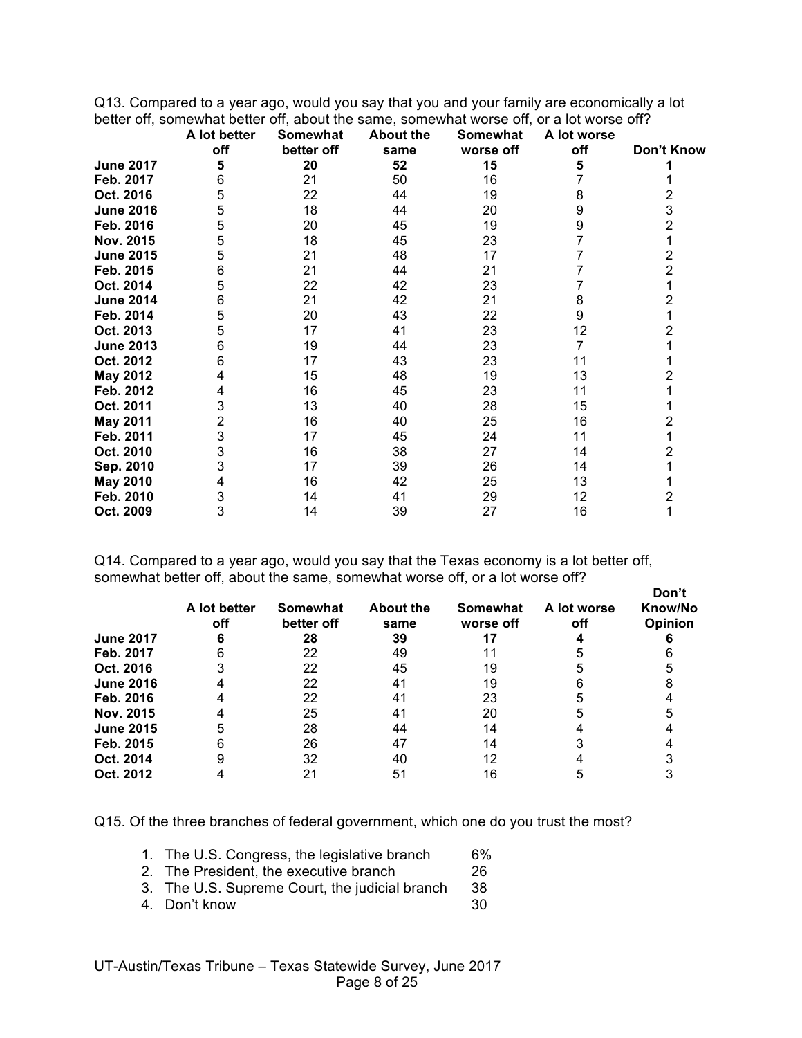Q13. Compared to a year ago, would you say that you and your family are economically a lot better off, somewhat better off, about the same, somewhat worse off, or a lot worse off?

| | A lot better off | Somewhat better off | About the same | Somewhat worse off | A lot worse off | Don't Know |
|---|---|---|---|---|---|---|
| **June 2017** | **5** | **20** | **52** | **15** | **5** | **1** |
| **Feb. 2017** | 6 | 21 | 50 | 16 | 7 | 1 |
| **Oct. 2016** | 5 | 22 | 44 | 19 | 8 | 2 |
| **June 2016** | 5 | 18 | 44 | 20 | 9 | 3 |
| **Feb. 2016** | 5 | 20 | 45 | 19 | 9 | 2 |
| **Nov. 2015** | 5 | 18 | 45 | 23 | 7 | 1 |
| **June 2015** | 5 | 21 | 48 | 17 | 7 | 2 |
| **Feb. 2015** | 6 | 21 | 44 | 21 | 7 | 2 |
| **Oct. 2014** | 5 | 22 | 42 | 23 | 7 | 1 |
| **June 2014** | 6 | 21 | 42 | 21 | 8 | 2 |
| **Feb. 2014** | 5 | 20 | 43 | 22 | 9 | 1 |
| **Oct. 2013** | 5 | 17 | 41 | 23 | 12 | 2 |
| **June 2013** | 6 | 19 | 44 | 23 | 7 | 1 |
| **Oct. 2012** | 6 | 17 | 43 | 23 | 11 | 1 |
| **May 2012** | 4 | 15 | 48 | 19 | 13 | 2 |
| **Feb. 2012** | 4 | 16 | 45 | 23 | 11 | 1 |
| **Oct. 2011** | 3 | 13 | 40 | 28 | 15 | 1 |
| **May 2011** | 2 | 16 | 40 | 25 | 16 | 2 |
| **Feb. 2011** | 3 | 17 | 45 | 24 | 11 | 1 |
| **Oct. 2010** | 3 | 16 | 38 | 27 | 14 | 2 |
| **Sep. 2010** | 3 | 17 | 39 | 26 | 14 | 1 |
| **May 2010** | 4 | 16 | 42 | 25 | 13 | 1 |
| **Feb. 2010** | 3 | 14 | 41 | 29 | 12 | 2 |
| **Oct. 2009** | 3 | 14 | 39 | 27 | 16 | 1 |

Q14. Compared to a year ago, would you say that the Texas economy is a lot better off, somewhat better off, about the same, somewhat worse off, or a lot worse off?

| | A lot better off | Somewhat better off | About the same | Somewhat worse off | A lot worse off | Don't Know/No Opinion |
|---|---|---|---|---|---|---|
| **June 2017** | **6** | **28** | **39** | **17** | **4** | **6** |
| **Feb. 2017** | 6 | 22 | 49 | 11 | 5 | 6 |
| **Oct. 2016** | 3 | 22 | 45 | 19 | 5 | 5 |
| **June 2016** | 4 | 22 | 41 | 19 | 6 | 8 |
| **Feb. 2016** | 4 | 22 | 41 | 23 | 5 | 4 |
| **Nov. 2015** | 4 | 25 | 41 | 20 | 5 | 5 |
| **June 2015** | 5 | 28 | 44 | 14 | 4 | 4 |
| **Feb. 2015** | 6 | 26 | 47 | 14 | 3 | 4 |
| **Oct. 2014** | 9 | 32 | 40 | 12 | 4 | 3 |
| **Oct. 2012** | 4 | 21 | 51 | 16 | 5 | 3 |

Q15. Of the three branches of federal government, which one do you trust the most?

1. The U.S. Congress, the legislative branch 6%
2. The President, the executive branch 26
3. The U.S. Supreme Court, the judicial branch 38
4. Don't know 30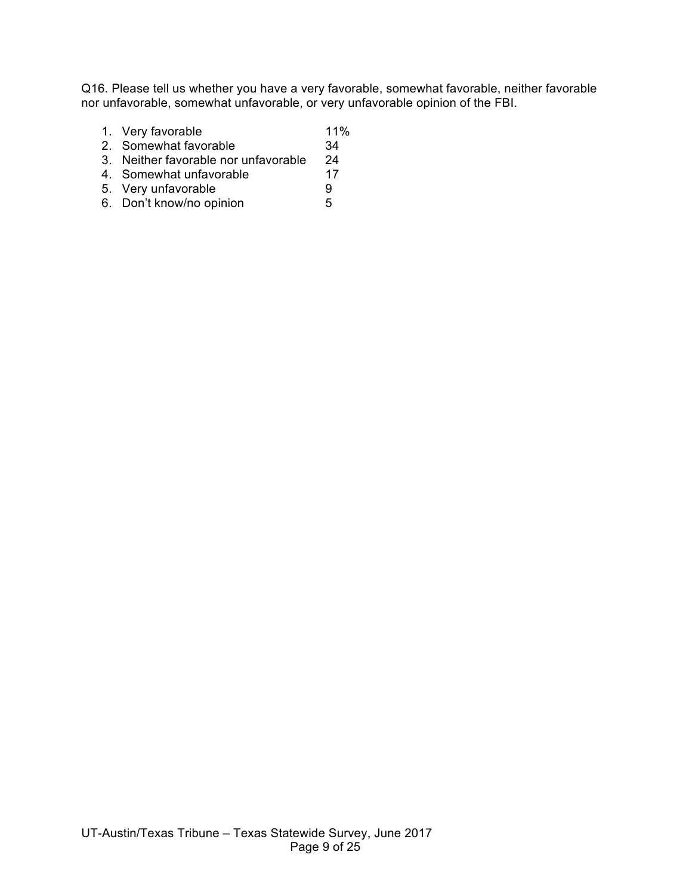Q16. Please tell us whether you have a very favorable, somewhat favorable, neither favorable nor unfavorable, somewhat unfavorable, or very unfavorable opinion of the FBI.

1. Very favorable 11%
2. Somewhat favorable 34
3. Neither favorable nor unfavorable 24
4. Somewhat unfavorable 17
5. Very unfavorable 9
6. Don't know/no opinion 5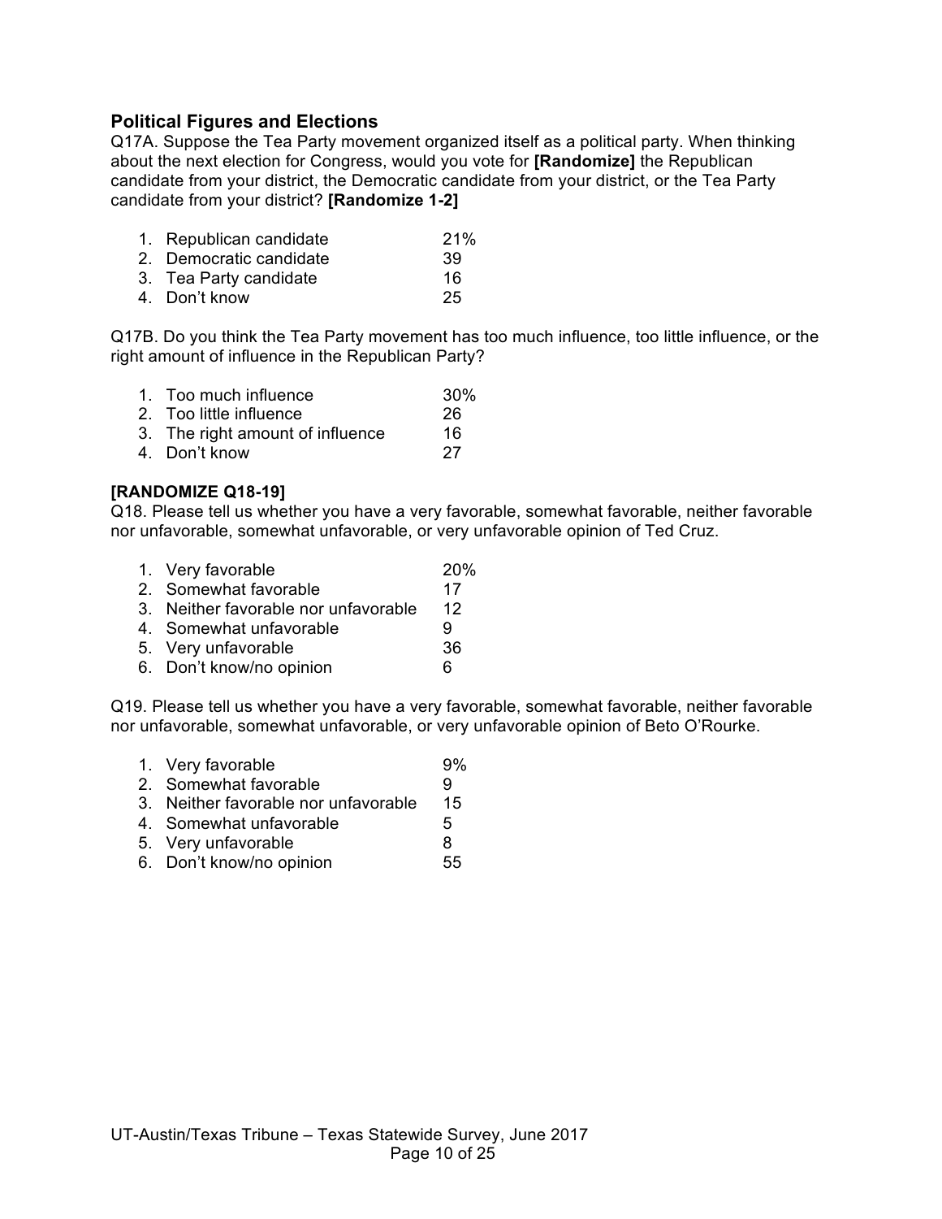## Political Figures and Elections

Q17A. Suppose the Tea Party movement organized itself as a political party. When thinking about the next election for Congress, would you vote for **[Randomize]** the Republican candidate from your district, the Democratic candidate from your district, or the Tea Party candidate from your district? **[Randomize 1-2]**

| | |
|---|---|
| 1. Republican candidate | 21% |
| 2. Democratic candidate | 39 |
| 3. Tea Party candidate | 16 |
| 4. Don't know | 25 |

Q17B. Do you think the Tea Party movement has too much influence, too little influence, or the right amount of influence in the Republican Party?

| | |
|---|---|
| 1. Too much influence | 30% |
| 2. Too little influence | 26 |
| 3. The right amount of influence | 16 |
| 4. Don't know | 27 |

**[RANDOMIZE Q18-19]**

Q18. Please tell us whether you have a very favorable, somewhat favorable, neither favorable nor unfavorable, somewhat unfavorable, or very unfavorable opinion of Ted Cruz.

| | |
|---|---|
| 1. Very favorable | 20% |
| 2. Somewhat favorable | 17 |
| 3. Neither favorable nor unfavorable | 12 |
| 4. Somewhat unfavorable | 9 |
| 5. Very unfavorable | 36 |
| 6. Don't know/no opinion | 6 |

Q19. Please tell us whether you have a very favorable, somewhat favorable, neither favorable nor unfavorable, somewhat unfavorable, or very unfavorable opinion of Beto O'Rourke.

| | |
|---|---|
| 1. Very favorable | 9% |
| 2. Somewhat favorable | 9 |
| 3. Neither favorable nor unfavorable | 15 |
| 4. Somewhat unfavorable | 5 |
| 5. Very unfavorable | 8 |
| 6. Don't know/no opinion | 55 |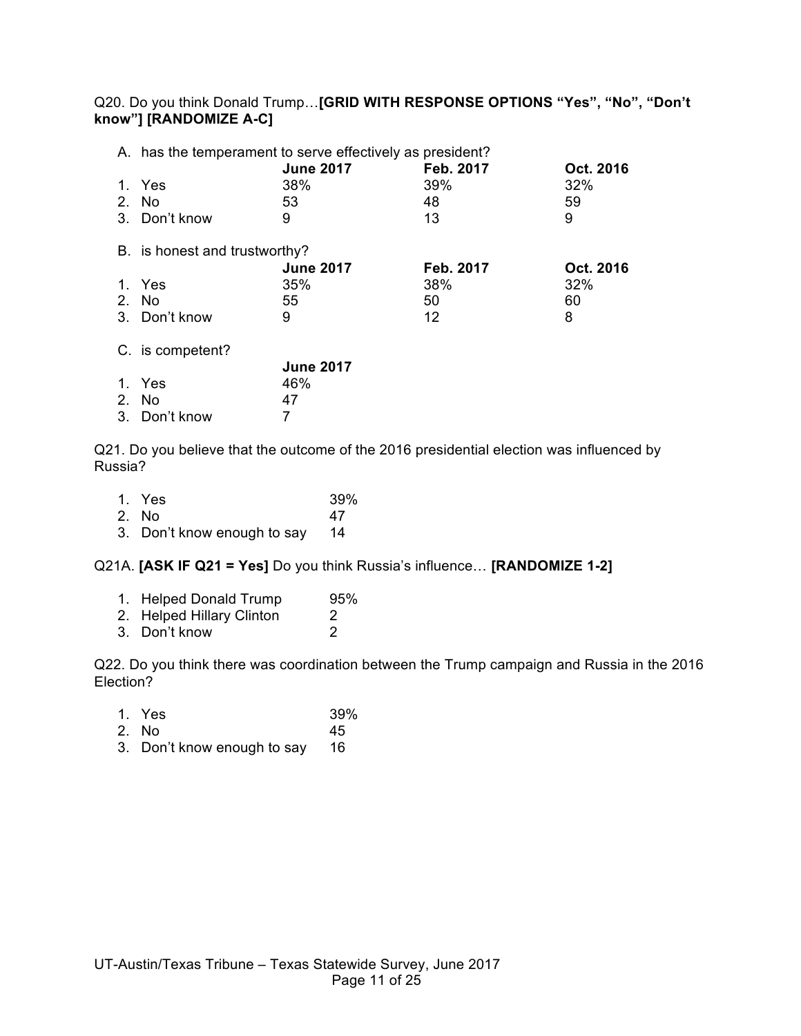Q20. Do you think Donald Trump…**[GRID WITH RESPONSE OPTIONS "Yes", "No", "Don't know"] [RANDOMIZE A-C]**

A. has the temperament to serve effectively as president?

| | June 2017 | Feb. 2017 | Oct. 2016 |
|---|---|---|---|
| 1. Yes | 38% | 39% | 32% |
| 2. No | 53 | 48 | 59 |
| 3. Don't know | 9 | 13 | 9 |

B. is honest and trustworthy?

| | June 2017 | Feb. 2017 | Oct. 2016 |
|---|---|---|---|
| 1. Yes | 35% | 38% | 32% |
| 2. No | 55 | 50 | 60 |
| 3. Don't know | 9 | 12 | 8 |

C. is competent?

| | June 2017 |
|---|---|
| 1. Yes | 46% |
| 2. No | 47 |
| 3. Don't know | 7 |

Q21. Do you believe that the outcome of the 2016 presidential election was influenced by Russia?

| | |
|---|---|
| 1. Yes | 39% |
| 2. No | 47 |
| 3. Don't know enough to say | 14 |

Q21A. **[ASK IF Q21 = Yes]** Do you think Russia's influence… **[RANDOMIZE 1-2]**

| | |
|---|---|
| 1. Helped Donald Trump | 95% |
| 2. Helped Hillary Clinton | 2 |
| 3. Don't know | 2 |

Q22. Do you think there was coordination between the Trump campaign and Russia in the 2016 Election?

| | |
|---|---|
| 1. Yes | 39% |
| 2. No | 45 |
| 3. Don't know enough to say | 16 |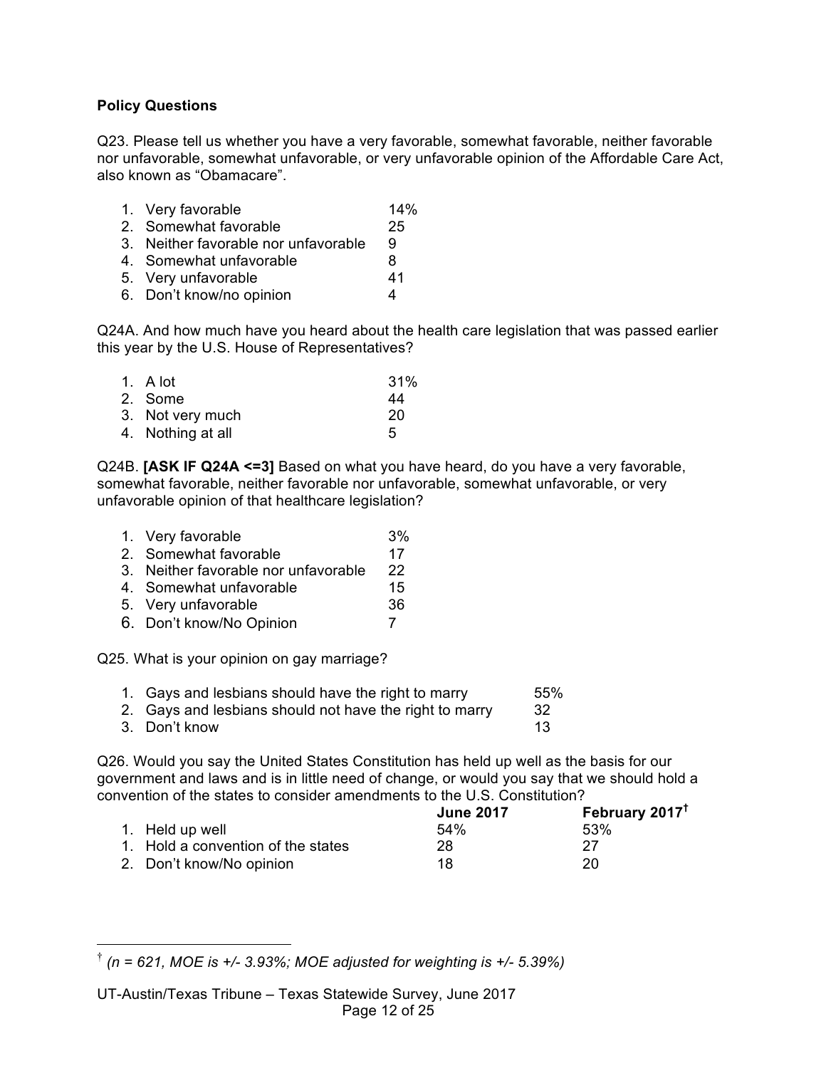**Policy Questions**

Q23. Please tell us whether you have a very favorable, somewhat favorable, neither favorable nor unfavorable, somewhat unfavorable, or very unfavorable opinion of the Affordable Care Act, also known as "Obamacare".

| | |
|---|---|
| 1. Very favorable | 14% |
| 2. Somewhat favorable | 25 |
| 3. Neither favorable nor unfavorable | 9 |
| 4. Somewhat unfavorable | 8 |
| 5. Very unfavorable | 41 |
| 6. Don't know/no opinion | 4 |

Q24A. And how much have you heard about the health care legislation that was passed earlier this year by the U.S. House of Representatives?

| | |
|---|---|
| 1. A lot | 31% |
| 2. Some | 44 |
| 3. Not very much | 20 |
| 4. Nothing at all | 5 |

Q24B. **[ASK IF Q24A <=3]** Based on what you have heard, do you have a very favorable, somewhat favorable, neither favorable nor unfavorable, somewhat unfavorable, or very unfavorable opinion of that healthcare legislation?

| | |
|---|---|
| 1. Very favorable | 3% |
| 2. Somewhat favorable | 17 |
| 3. Neither favorable nor unfavorable | 22 |
| 4. Somewhat unfavorable | 15 |
| 5. Very unfavorable | 36 |
| 6. Don't know/No Opinion | 7 |

Q25. What is your opinion on gay marriage?

| | |
|---|---|
| 1. Gays and lesbians should have the right to marry | 55% |
| 2. Gays and lesbians should not have the right to marry | 32 |
| 3. Don't know | 13 |

Q26. Would you say the United States Constitution has held up well as the basis for our government and laws and is in little need of change, or would you say that we should hold a convention of the states to consider amendments to the U.S. Constitution?

| | **June 2017** | **February 2017**† |
|---|---|---|
| 1. Held up well | 54% | 53% |
| 1. Hold a convention of the states | 28 | 27 |
| 2. Don't know/No opinion | 18 | 20 |

† *(n = 621, MOE is +/- 3.93%; MOE adjusted for weighting is +/- 5.39%)*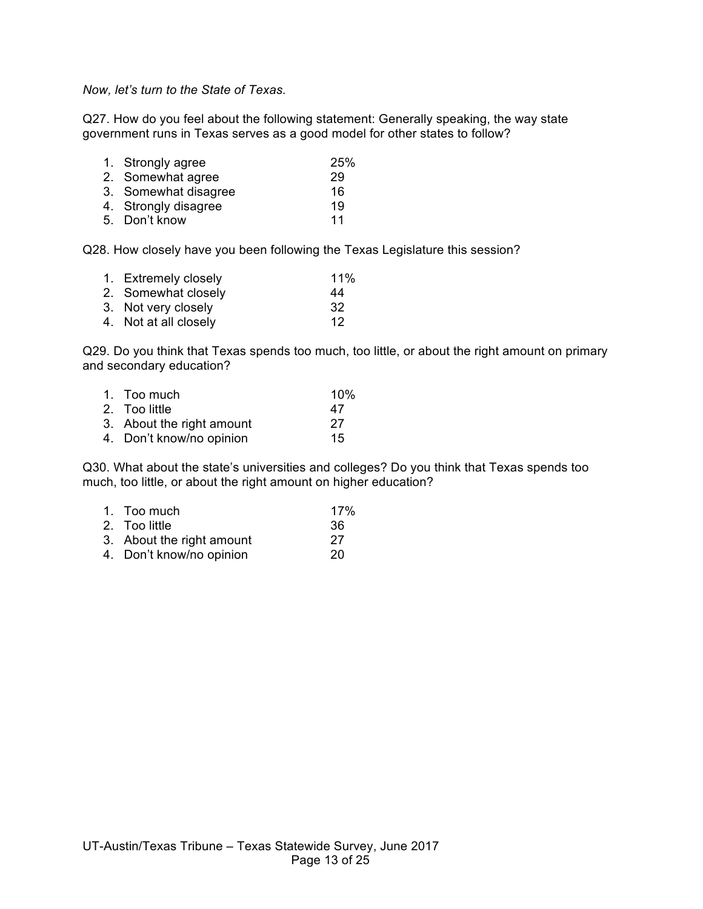*Now, let's turn to the State of Texas.*

Q27. How do you feel about the following statement: Generally speaking, the way state government runs in Texas serves as a good model for other states to follow?

| | |
|---|---|
| 1. Strongly agree | 25% |
| 2. Somewhat agree | 29 |
| 3. Somewhat disagree | 16 |
| 4. Strongly disagree | 19 |
| 5. Don't know | 11 |

Q28. How closely have you been following the Texas Legislature this session?

| | |
|---|---|
| 1. Extremely closely | 11% |
| 2. Somewhat closely | 44 |
| 3. Not very closely | 32 |
| 4. Not at all closely | 12 |

Q29. Do you think that Texas spends too much, too little, or about the right amount on primary and secondary education?

| | |
|---|---|
| 1. Too much | 10% |
| 2. Too little | 47 |
| 3. About the right amount | 27 |
| 4. Don't know/no opinion | 15 |

Q30. What about the state's universities and colleges? Do you think that Texas spends too much, too little, or about the right amount on higher education?

| | |
|---|---|
| 1. Too much | 17% |
| 2. Too little | 36 |
| 3. About the right amount | 27 |
| 4. Don't know/no opinion | 20 |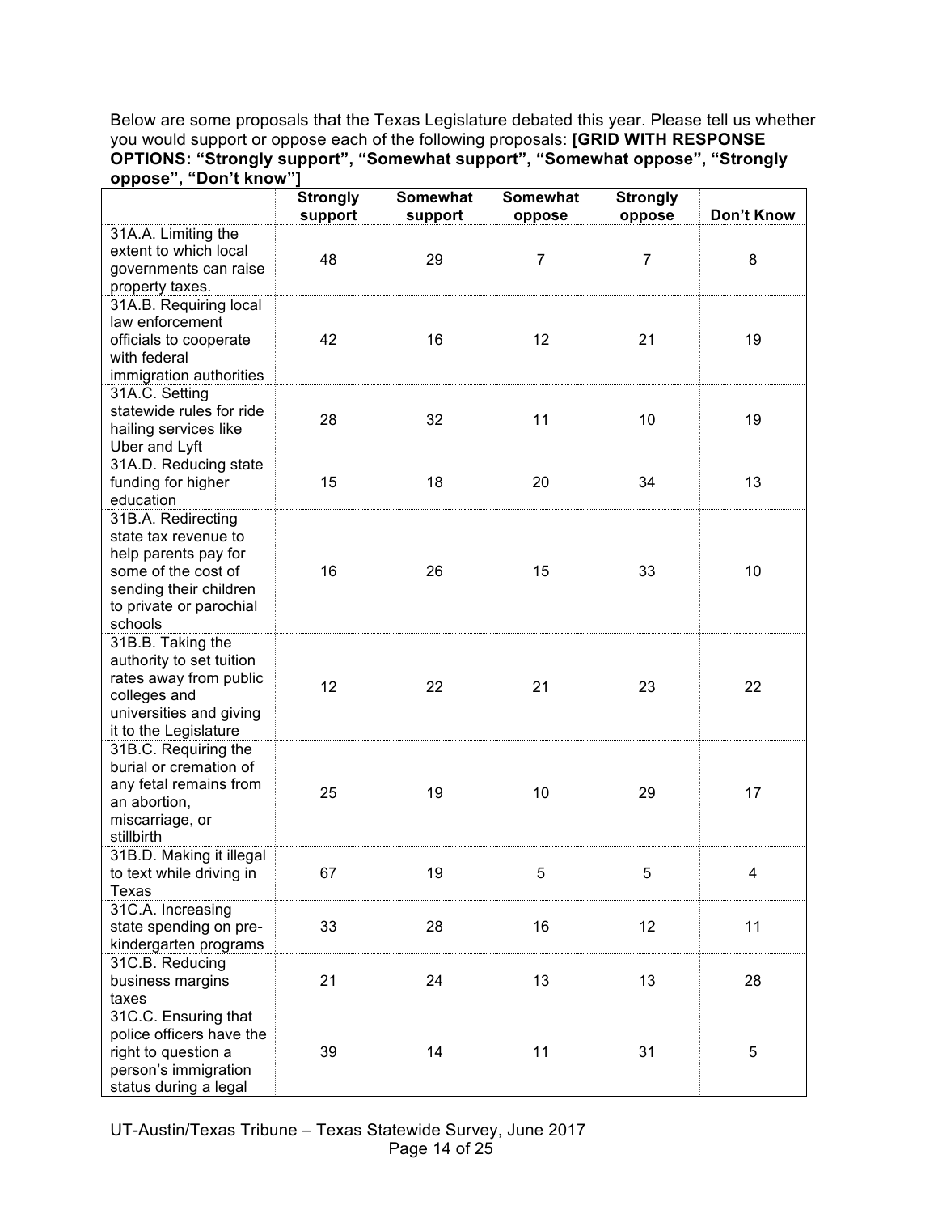Below are some proposals that the Texas Legislature debated this year. Please tell us whether you would support or oppose each of the following proposals: **[GRID WITH RESPONSE OPTIONS: "Strongly support", "Somewhat support", "Somewhat oppose", "Strongly oppose", "Don't know"]**

| | Strongly support | Somewhat support | Somewhat oppose | Strongly oppose | Don't Know |
|---|---|---|---|---|---|
| 31A.A. Limiting the extent to which local governments can raise property taxes. | 48 | 29 | 7 | 7 | 8 |
| 31A.B. Requiring local law enforcement officials to cooperate with federal immigration authorities | 42 | 16 | 12 | 21 | 19 |
| 31A.C. Setting statewide rules for ride hailing services like Uber and Lyft | 28 | 32 | 11 | 10 | 19 |
| 31A.D. Reducing state funding for higher education | 15 | 18 | 20 | 34 | 13 |
| 31B.A. Redirecting state tax revenue to help parents pay for some of the cost of sending their children to private or parochial schools | 16 | 26 | 15 | 33 | 10 |
| 31B.B. Taking the authority to set tuition rates away from public colleges and universities and giving it to the Legislature | 12 | 22 | 21 | 23 | 22 |
| 31B.C. Requiring the burial or cremation of any fetal remains from an abortion, miscarriage, or stillbirth | 25 | 19 | 10 | 29 | 17 |
| 31B.D. Making it illegal to text while driving in Texas | 67 | 19 | 5 | 5 | 4 |
| 31C.A. Increasing state spending on pre-kindergarten programs | 33 | 28 | 16 | 12 | 11 |
| 31C.B. Reducing business margins taxes | 21 | 24 | 13 | 13 | 28 |
| 31C.C. Ensuring that police officers have the right to question a person's immigration status during a legal | 39 | 14 | 11 | 31 | 5 |

UT-Austin/Texas Tribune – Texas Statewide Survey, June 2017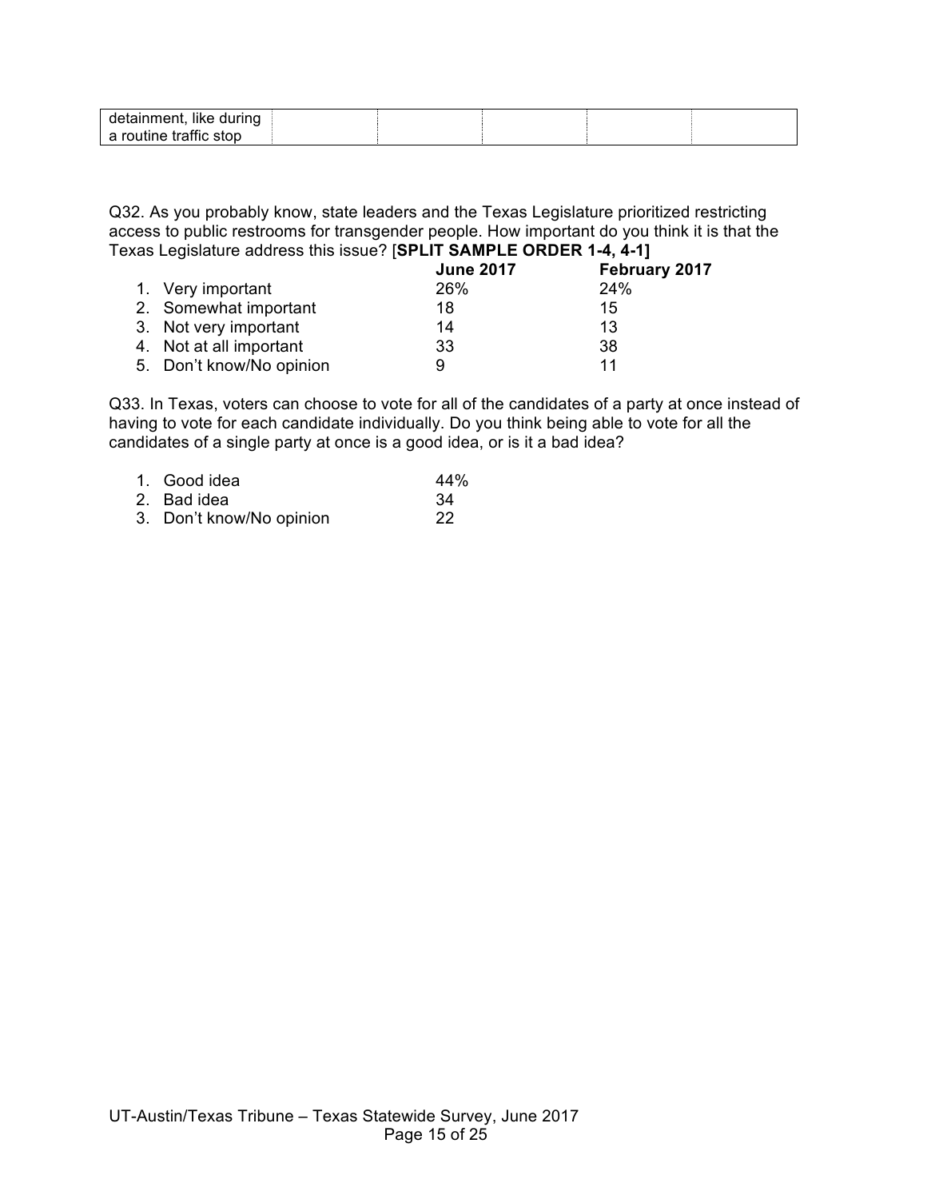| detainment, like during a routine traffic stop | | | | | |
|---|---|---|---|---|---|

Q32. As you probably know, state leaders and the Texas Legislature prioritized restricting access to public restrooms for transgender people. How important do you think it is that the Texas Legislature address this issue? [**SPLIT SAMPLE ORDER 1-4, 4-1]**

| | **June 2017** | **February 2017** |
|---|---|---|
| 1. Very important | 26% | 24% |
| 2. Somewhat important | 18 | 15 |
| 3. Not very important | 14 | 13 |
| 4. Not at all important | 33 | 38 |
| 5. Don't know/No opinion | 9 | 11 |

Q33. In Texas, voters can choose to vote for all of the candidates of a party at once instead of having to vote for each candidate individually. Do you think being able to vote for all the candidates of a single party at once is a good idea, or is it a bad idea?

| | |
|---|---|
| 1. Good idea | 44% |
| 2. Bad idea | 34 |
| 3. Don't know/No opinion | 22 |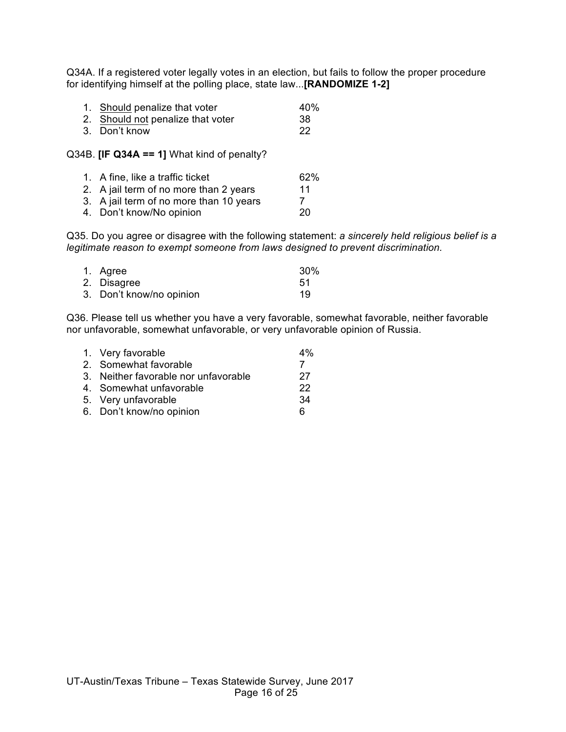Q34A. If a registered voter legally votes in an election, but fails to follow the proper procedure for identifying himself at the polling place, state law...**[RANDOMIZE 1-2]**

| | |
|---|---|
| 1. <u>Should</u> penalize that voter | 40% |
| 2. <u>Should not</u> penalize that voter | 38 |
| 3. Don't know | 22 |

Q34B. **[IF Q34A == 1]** What kind of penalty?

| | |
|---|---|
| 1. A fine, like a traffic ticket | 62% |
| 2. A jail term of no more than 2 years | 11 |
| 3. A jail term of no more than 10 years | 7 |
| 4. Don't know/No opinion | 20 |

Q35. Do you agree or disagree with the following statement: *a sincerely held religious belief is a legitimate reason to exempt someone from laws designed to prevent discrimination.*

| | |
|---|---|
| 1. Agree | 30% |
| 2. Disagree | 51 |
| 3. Don't know/no opinion | 19 |

Q36. Please tell us whether you have a very favorable, somewhat favorable, neither favorable nor unfavorable, somewhat unfavorable, or very unfavorable opinion of Russia.

| | |
|---|---|
| 1. Very favorable | 4% |
| 2. Somewhat favorable | 7 |
| 3. Neither favorable nor unfavorable | 27 |
| 4. Somewhat unfavorable | 22 |
| 5. Very unfavorable | 34 |
| 6. Don't know/no opinion | 6 |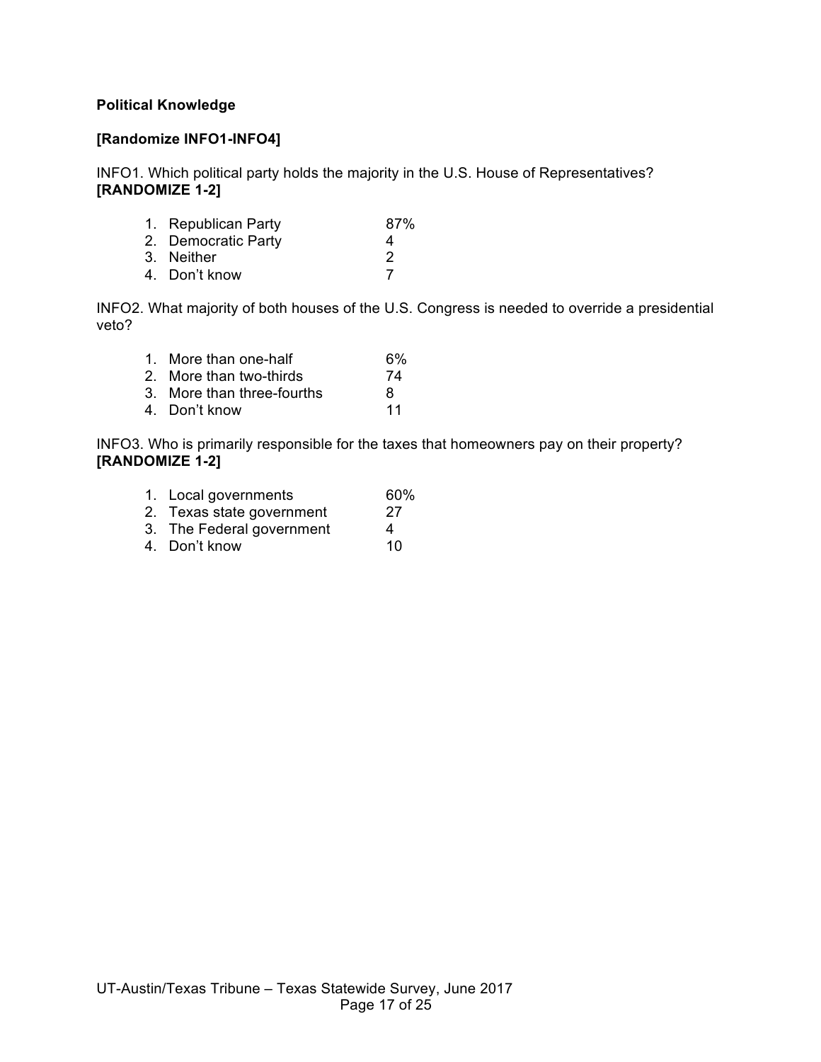**Political Knowledge**

**[Randomize INFO1-INFO4]**

INFO1. Which political party holds the majority in the U.S. House of Representatives? **[RANDOMIZE 1-2]**

| | |
|---|---|
| 1. Republican Party | 87% |
| 2. Democratic Party | 4 |
| 3. Neither | 2 |
| 4. Don't know | 7 |

INFO2. What majority of both houses of the U.S. Congress is needed to override a presidential veto?

| | |
|---|---|
| 1. More than one-half | 6% |
| 2. More than two-thirds | 74 |
| 3. More than three-fourths | 8 |
| 4. Don't know | 11 |

INFO3. Who is primarily responsible for the taxes that homeowners pay on their property? **[RANDOMIZE 1-2]**

| | |
|---|---|
| 1. Local governments | 60% |
| 2. Texas state government | 27 |
| 3. The Federal government | 4 |
| 4. Don't know | 10 |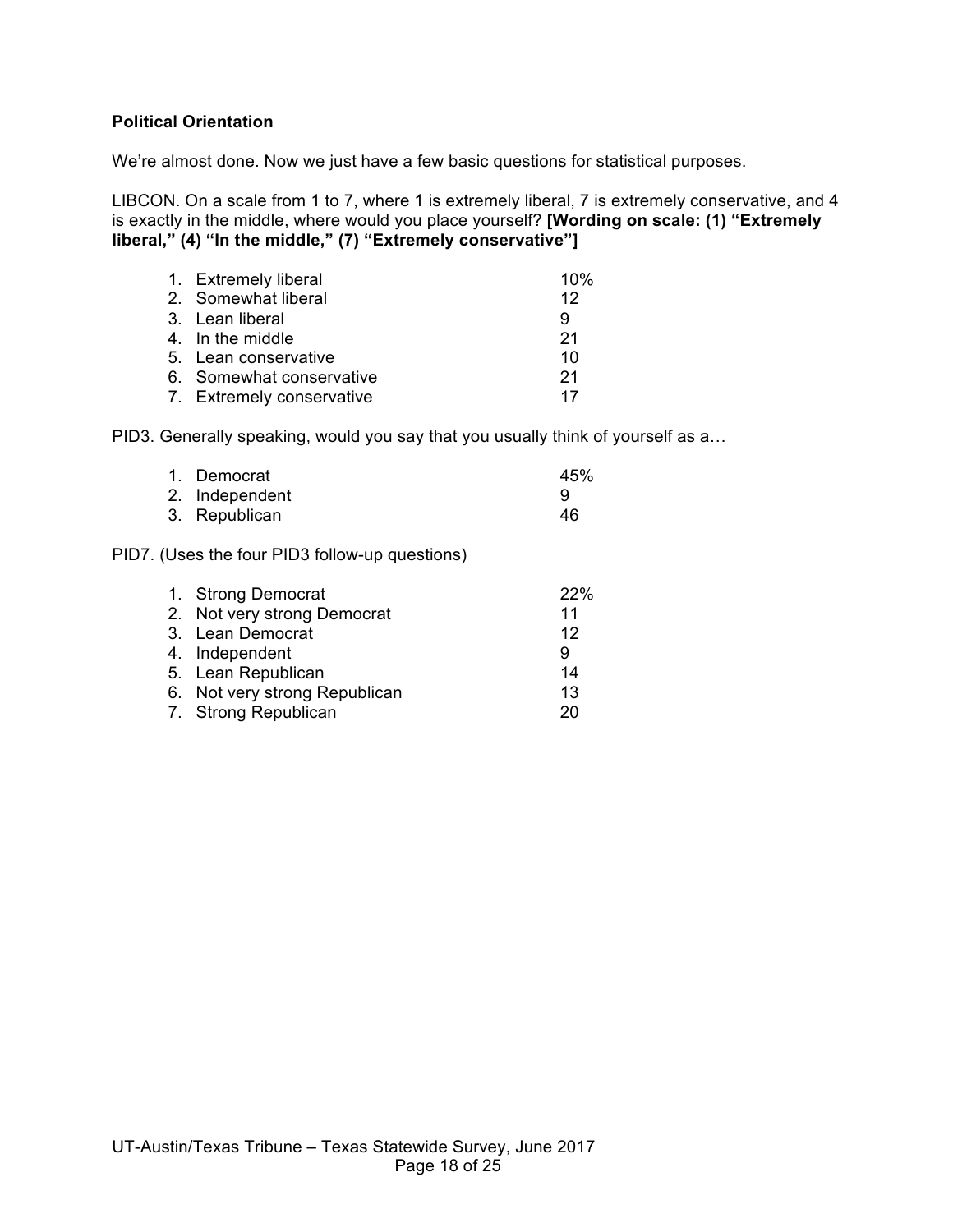**Political Orientation**

We're almost done. Now we just have a few basic questions for statistical purposes.

LIBCON. On a scale from 1 to 7, where 1 is extremely liberal, 7 is extremely conservative, and 4 is exactly in the middle, where would you place yourself? **[Wording on scale: (1) "Extremely liberal," (4) "In the middle," (7) "Extremely conservative"]**

| | |
|---|---|
| 1. Extremely liberal | 10% |
| 2. Somewhat liberal | 12 |
| 3. Lean liberal | 9 |
| 4. In the middle | 21 |
| 5. Lean conservative | 10 |
| 6. Somewhat conservative | 21 |
| 7. Extremely conservative | 17 |

PID3. Generally speaking, would you say that you usually think of yourself as a…

| | |
|---|---|
| 1. Democrat | 45% |
| 2. Independent | 9 |
| 3. Republican | 46 |

PID7. (Uses the four PID3 follow-up questions)

| | |
|---|---|
| 1. Strong Democrat | 22% |
| 2. Not very strong Democrat | 11 |
| 3. Lean Democrat | 12 |
| 4. Independent | 9 |
| 5. Lean Republican | 14 |
| 6. Not very strong Republican | 13 |
| 7. Strong Republican | 20 |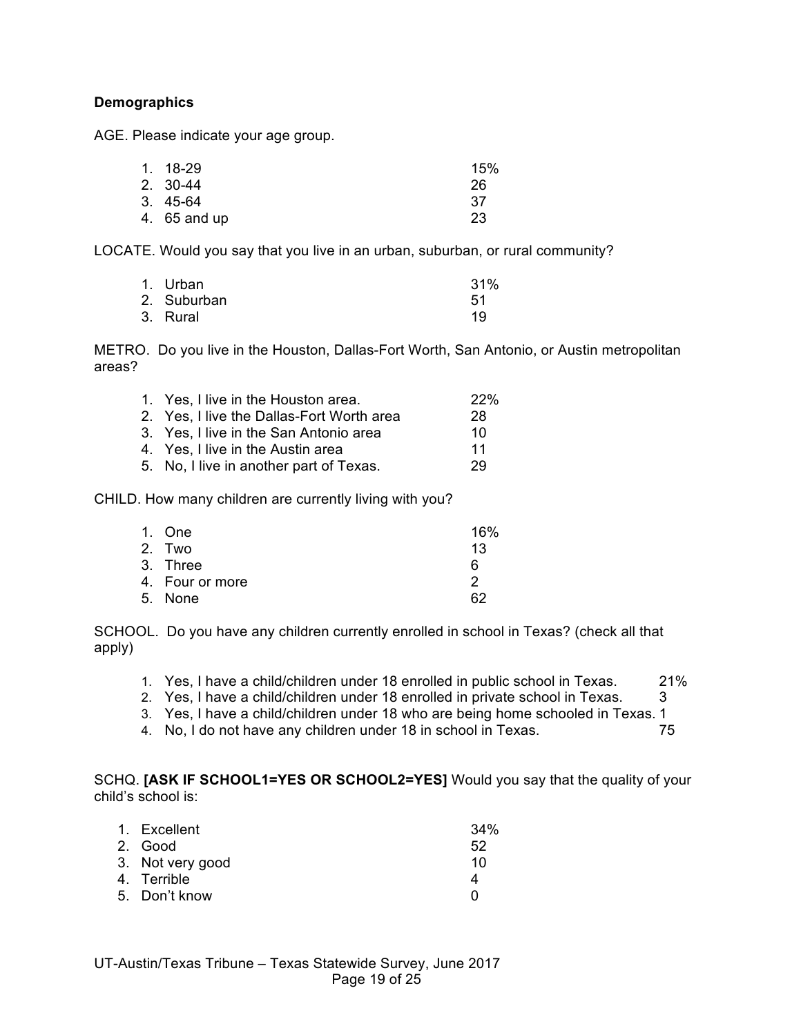**Demographics**

AGE. Please indicate your age group.

| | |
|---|---|
| 1. 18-29 | 15% |
| 2. 30-44 | 26 |
| 3. 45-64 | 37 |
| 4. 65 and up | 23 |

LOCATE. Would you say that you live in an urban, suburban, or rural community?

| | |
|---|---|
| 1. Urban | 31% |
| 2. Suburban | 51 |
| 3. Rural | 19 |

METRO. Do you live in the Houston, Dallas-Fort Worth, San Antonio, or Austin metropolitan areas?

| | |
|---|---|
| 1. Yes, I live in the Houston area. | 22% |
| 2. Yes, I live the Dallas-Fort Worth area | 28 |
| 3. Yes, I live in the San Antonio area | 10 |
| 4. Yes, I live in the Austin area | 11 |
| 5. No, I live in another part of Texas. | 29 |

CHILD. How many children are currently living with you?

| | |
|---|---|
| 1. One | 16% |
| 2. Two | 13 |
| 3. Three | 6 |
| 4. Four or more | 2 |
| 5. None | 62 |

SCHOOL. Do you have any children currently enrolled in school in Texas? (check all that apply)

| | |
|---|---|
| 1. Yes, I have a child/children under 18 enrolled in public school in Texas. | 21% |
| 2. Yes, I have a child/children under 18 enrolled in private school in Texas. | 3 |
| 3. Yes, I have a child/children under 18 who are being home schooled in Texas. | 1 |
| 4. No, I do not have any children under 18 in school in Texas. | 75 |

SCHQ. **[ASK IF SCHOOL1=YES OR SCHOOL2=YES]** Would you say that the quality of your child's school is:

| | |
|---|---|
| 1. Excellent | 34% |
| 2. Good | 52 |
| 3. Not very good | 10 |
| 4. Terrible | 4 |
| 5. Don't know | 0 |

UT-Austin/Texas Tribune – Texas Statewide Survey, June 2017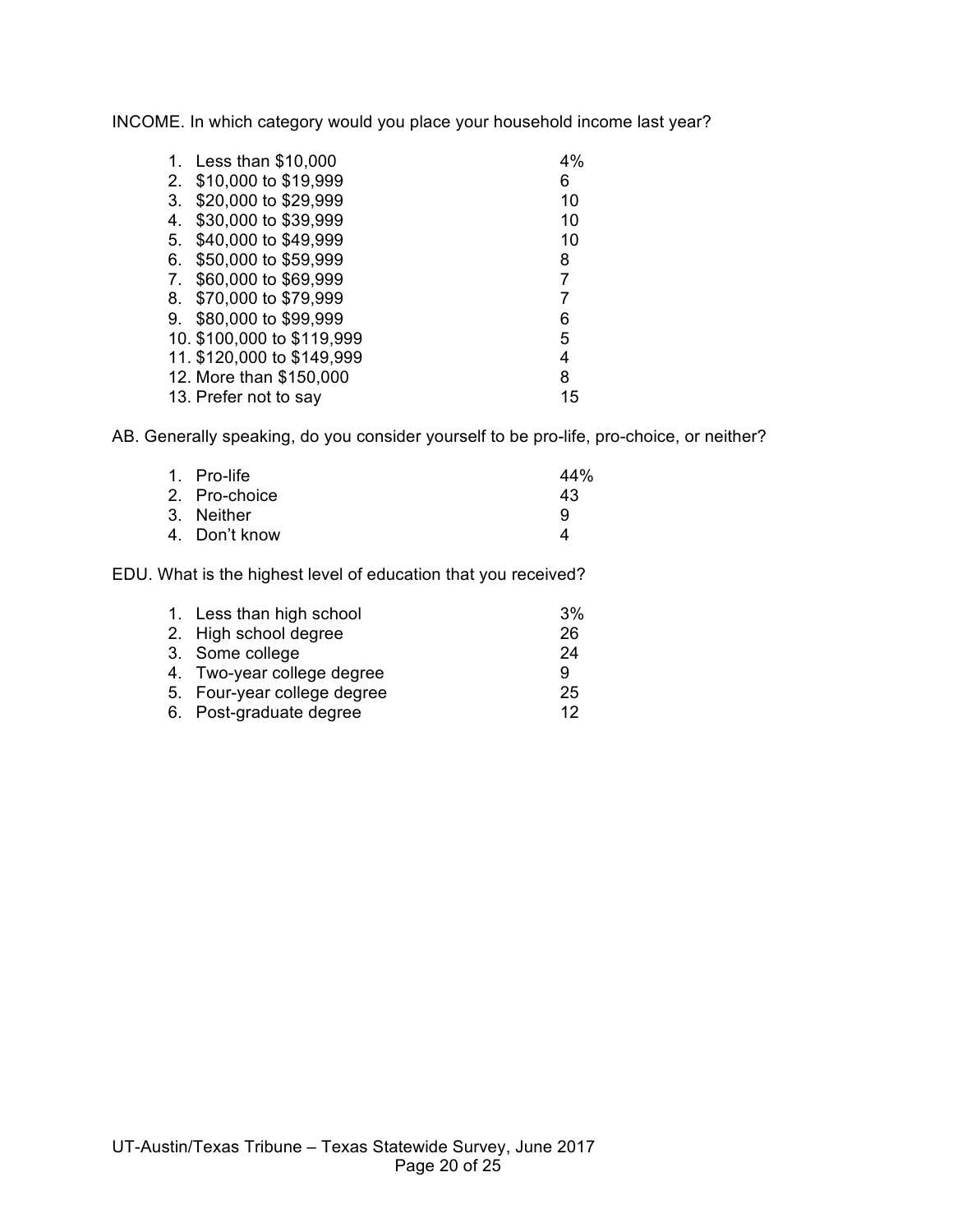INCOME. In which category would you place your household income last year?

| | |
|---|---|
| 1. Less than $10,000 | 4% |
| 2. $10,000 to $19,999 | 6 |
| 3. $20,000 to $29,999 | 10 |
| 4. $30,000 to $39,999 | 10 |
| 5. $40,000 to $49,999 | 10 |
| 6. $50,000 to $59,999 | 8 |
| 7. $60,000 to $69,999 | 7 |
| 8. $70,000 to $79,999 | 7 |
| 9. $80,000 to $99,999 | 6 |
| 10. $100,000 to $119,999 | 5 |
| 11. $120,000 to $149,999 | 4 |
| 12. More than $150,000 | 8 |
| 13. Prefer not to say | 15 |

AB. Generally speaking, do you consider yourself to be pro-life, pro-choice, or neither?

| | |
|---|---|
| 1. Pro-life | 44% |
| 2. Pro-choice | 43 |
| 3. Neither | 9 |
| 4. Don't know | 4 |

EDU. What is the highest level of education that you received?

| | |
|---|---|
| 1. Less than high school | 3% |
| 2. High school degree | 26 |
| 3. Some college | 24 |
| 4. Two-year college degree | 9 |
| 5. Four-year college degree | 25 |
| 6. Post-graduate degree | 12 |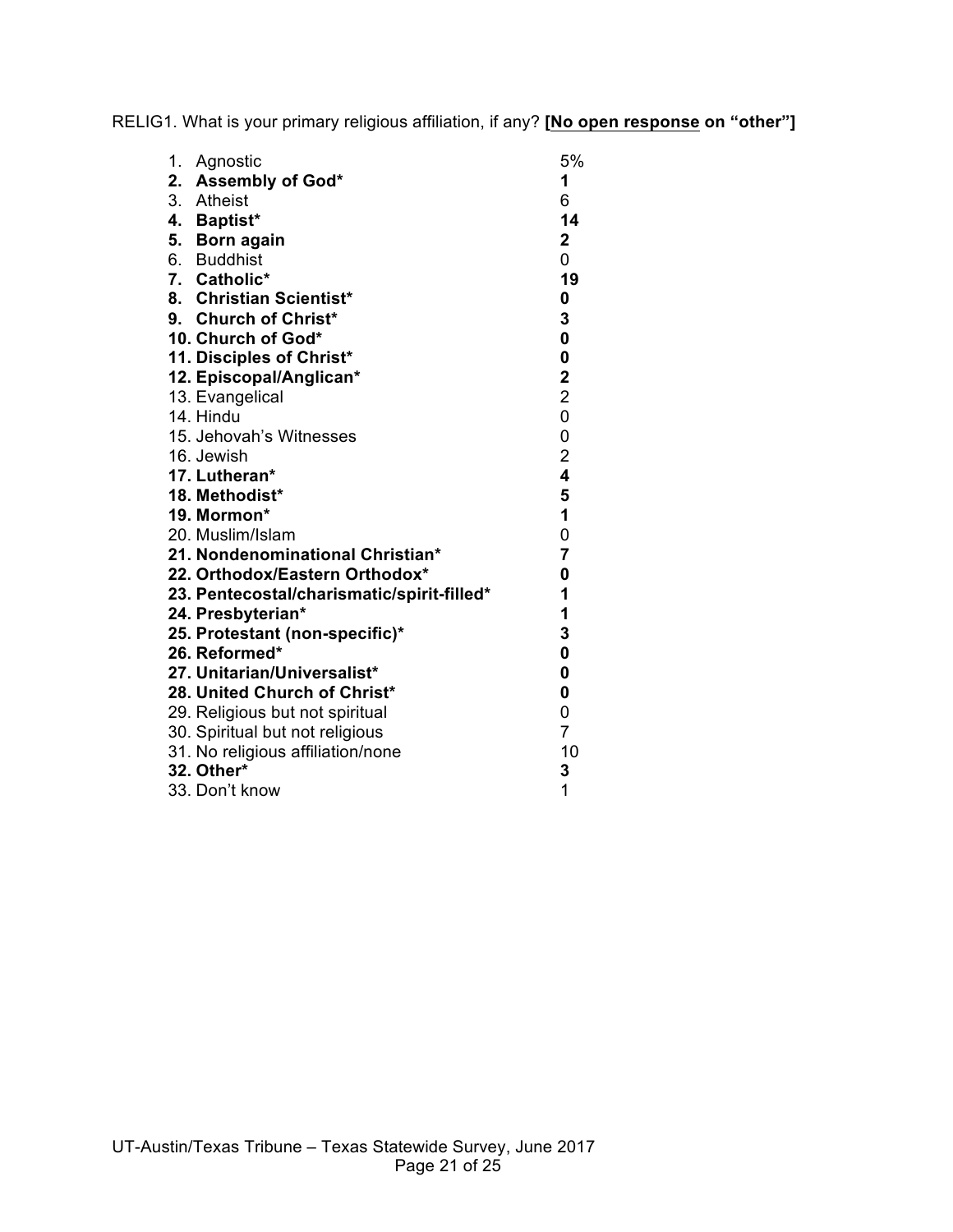RELIG1. What is your primary religious affiliation, if any? **[<u>No open response</u> on "other"]**

| | |
|---|---|
| 1. Agnostic | 5% |
| **2. Assembly of God*** | **1** |
| 3. Atheist | 6 |
| **4. Baptist*** | **14** |
| **5. Born again** | **2** |
| 6. Buddhist | 0 |
| **7. Catholic*** | **19** |
| **8. Christian Scientist*** | **0** |
| **9. Church of Christ*** | **3** |
| **10. Church of God*** | **0** |
| **11. Disciples of Christ*** | **0** |
| **12. Episcopal/Anglican*** | **2** |
| 13. Evangelical | 2 |
| 14. Hindu | 0 |
| 15. Jehovah's Witnesses | 0 |
| 16. Jewish | 2 |
| **17. Lutheran*** | **4** |
| **18. Methodist*** | **5** |
| **19. Mormon*** | **1** |
| 20. Muslim/Islam | 0 |
| **21. Nondenominational Christian*** | **7** |
| **22. Orthodox/Eastern Orthodox*** | **0** |
| **23. Pentecostal/charismatic/spirit-filled*** | **1** |
| **24. Presbyterian*** | **1** |
| **25. Protestant (non-specific)*** | **3** |
| **26. Reformed*** | **0** |
| **27. Unitarian/Universalist*** | **0** |
| **28. United Church of Christ*** | **0** |
| 29. Religious but not spiritual | 0 |
| 30. Spiritual but not religious | 7 |
| 31. No religious affiliation/none | 10 |
| **32. Other*** | **3** |
| 33. Don't know | 1 |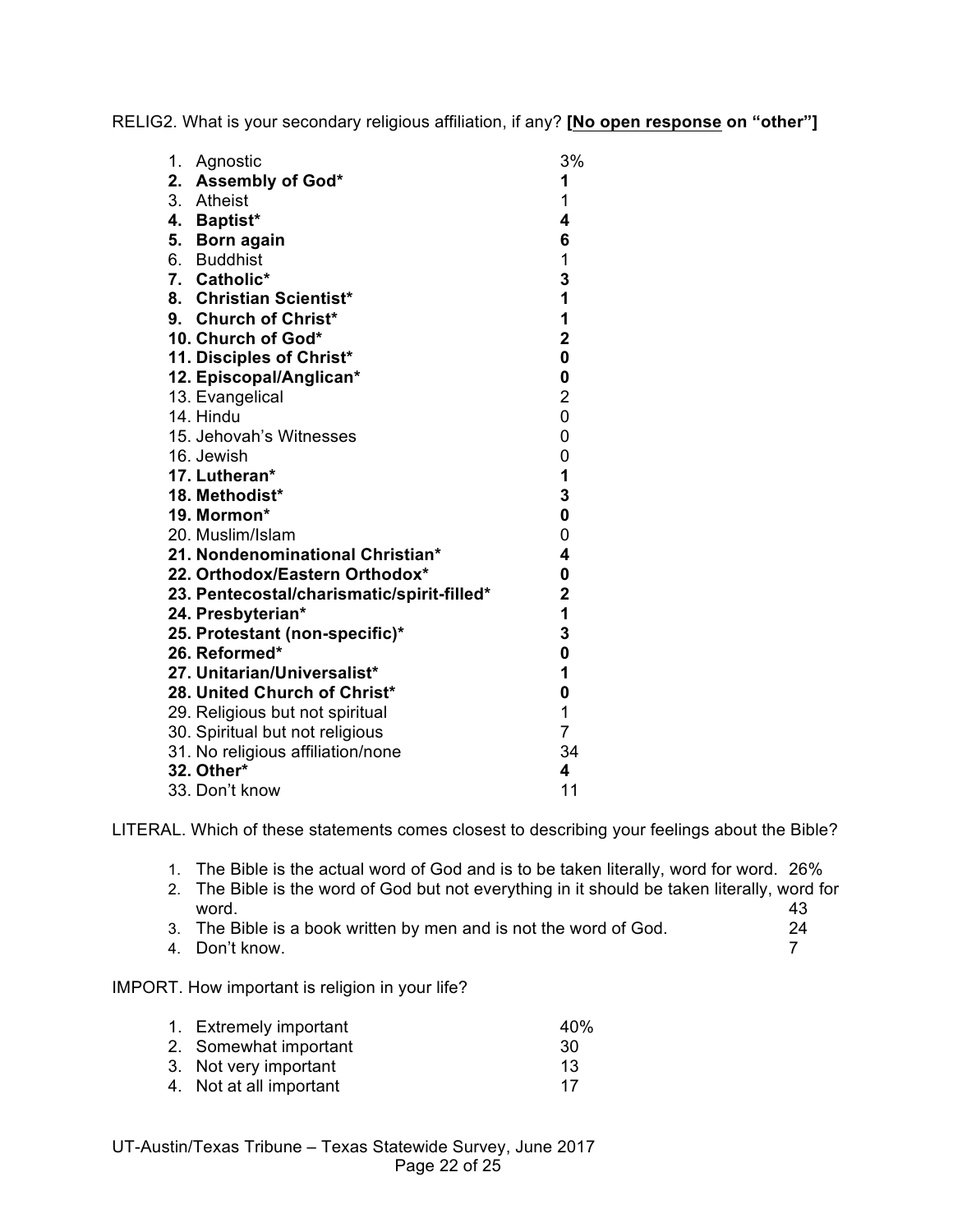RELIG2. What is your secondary religious affiliation, if any? **[No open response on "other"]**

| | |
|---|---|
| 1. Agnostic | 3% |
| **2. Assembly of God*** | **1** |
| 3. Atheist | 1 |
| **4. Baptist*** | **4** |
| **5. Born again** | **6** |
| 6. Buddhist | 1 |
| **7. Catholic*** | **3** |
| **8. Christian Scientist*** | **1** |
| **9. Church of Christ*** | **1** |
| **10. Church of God*** | **2** |
| **11. Disciples of Christ*** | **0** |
| **12. Episcopal/Anglican*** | **0** |
| 13. Evangelical | 2 |
| 14. Hindu | 0 |
| 15. Jehovah's Witnesses | 0 |
| 16. Jewish | 0 |
| **17. Lutheran*** | **1** |
| **18. Methodist*** | **3** |
| **19. Mormon*** | **0** |
| 20. Muslim/Islam | 0 |
| **21. Nondenominational Christian*** | **4** |
| **22. Orthodox/Eastern Orthodox*** | **0** |
| **23. Pentecostal/charismatic/spirit-filled*** | **2** |
| **24. Presbyterian*** | **1** |
| **25. Protestant (non-specific)*** | **3** |
| **26. Reformed*** | **0** |
| **27. Unitarian/Universalist*** | **1** |
| **28. United Church of Christ*** | **0** |
| 29. Religious but not spiritual | 1 |
| 30. Spiritual but not religious | 7 |
| 31. No religious affiliation/none | 34 |
| **32. Other*** | **4** |
| 33. Don't know | 11 |

LITERAL. Which of these statements comes closest to describing your feelings about the Bible?

| | |
|---|---|
| 1. The Bible is the actual word of God and is to be taken literally, word for word. | 26% |
| 2. The Bible is the word of God but not everything in it should be taken literally, word for word. | 43 |
| 3. The Bible is a book written by men and is not the word of God. | 24 |
| 4. Don't know. | 7 |

IMPORT. How important is religion in your life?

| | |
|---|---|
| 1. Extremely important | 40% |
| 2. Somewhat important | 30 |
| 3. Not very important | 13 |
| 4. Not at all important | 17 |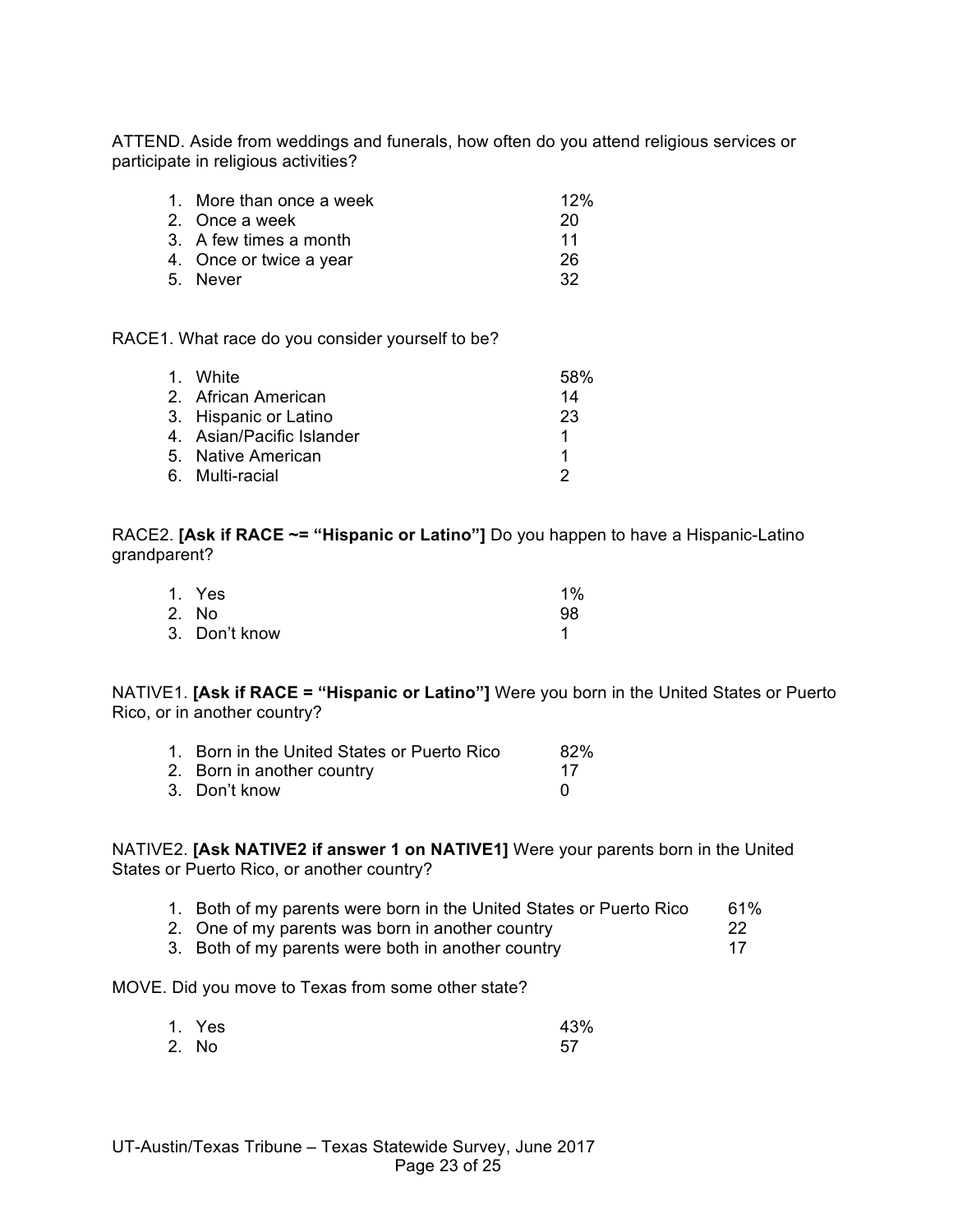ATTEND. Aside from weddings and funerals, how often do you attend religious services or participate in religious activities?

| | |
|---|---|
| 1. More than once a week | 12% |
| 2. Once a week | 20 |
| 3. A few times a month | 11 |
| 4. Once or twice a year | 26 |
| 5. Never | 32 |

RACE1. What race do you consider yourself to be?

| | |
|---|---|
| 1. White | 58% |
| 2. African American | 14 |
| 3. Hispanic or Latino | 23 |
| 4. Asian/Pacific Islander | 1 |
| 5. Native American | 1 |
| 6. Multi-racial | 2 |

RACE2. **[Ask if RACE ~= "Hispanic or Latino"]** Do you happen to have a Hispanic-Latino grandparent?

| | |
|---|---|
| 1. Yes | 1% |
| 2. No | 98 |
| 3. Don't know | 1 |

NATIVE1. **[Ask if RACE = "Hispanic or Latino"]** Were you born in the United States or Puerto Rico, or in another country?

| | |
|---|---|
| 1. Born in the United States or Puerto Rico | 82% |
| 2. Born in another country | 17 |
| 3. Don't know | 0 |

NATIVE2. **[Ask NATIVE2 if answer 1 on NATIVE1]** Were your parents born in the United States or Puerto Rico, or another country?

| | |
|---|---|
| 1. Both of my parents were born in the United States or Puerto Rico | 61% |
| 2. One of my parents was born in another country | 22 |
| 3. Both of my parents were both in another country | 17 |

MOVE. Did you move to Texas from some other state?

| | |
|---|---|
| 1. Yes | 43% |
| 2. No | 57 |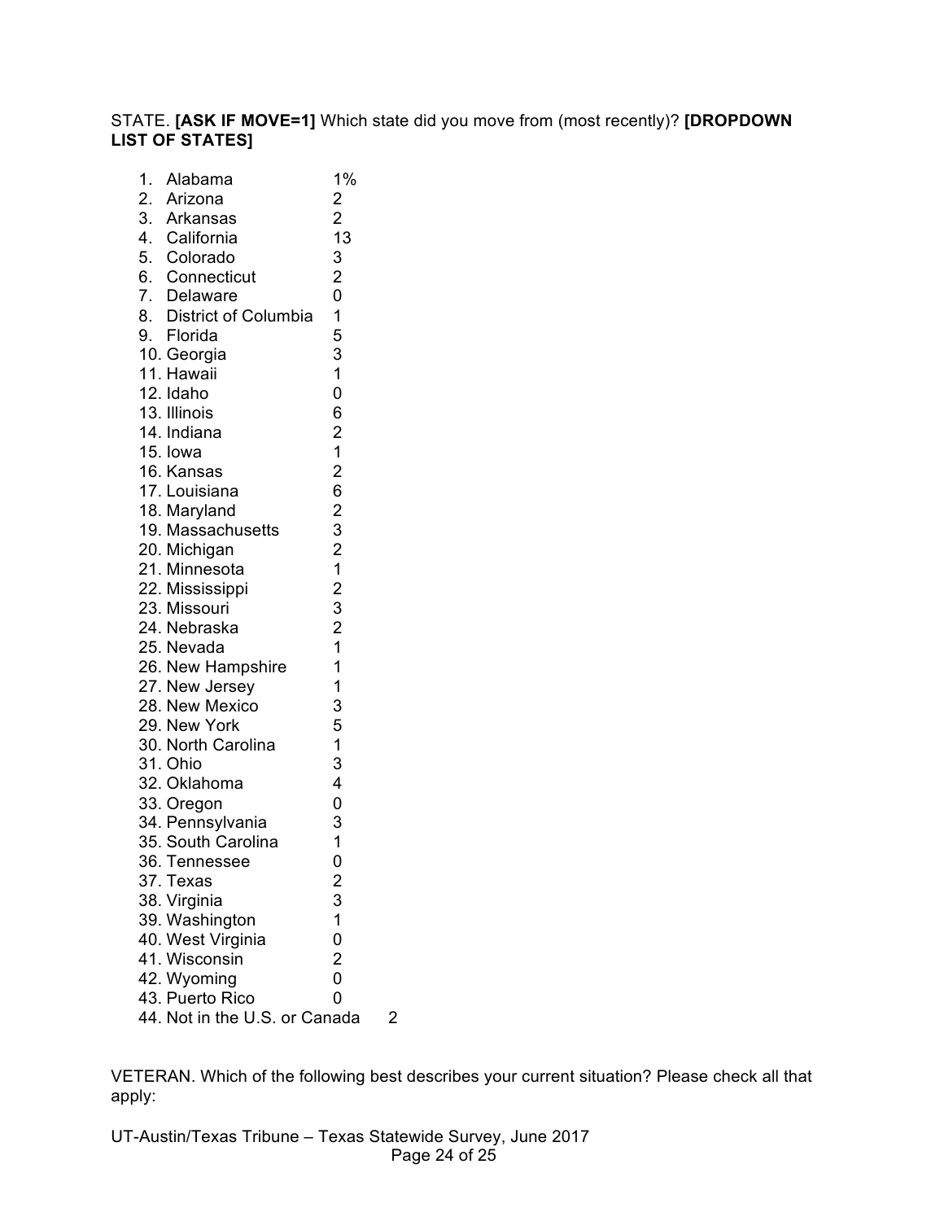STATE. **[ASK IF MOVE=1]** Which state did you move from (most recently)? **[DROPDOWN LIST OF STATES]**

1. Alabama 1%
2. Arizona 2
3. Arkansas 2
4. California 13
5. Colorado 3
6. Connecticut 2
7. Delaware 0
8. District of Columbia 1
9. Florida 5
10. Georgia 3
11. Hawaii 1
12. Idaho 0
13. Illinois 6
14. Indiana 2
15. Iowa 1
16. Kansas 2
17. Louisiana 6
18. Maryland 2
19. Massachusetts 3
20. Michigan 2
21. Minnesota 1
22. Mississippi 2
23. Missouri 3
24. Nebraska 2
25. Nevada 1
26. New Hampshire 1
27. New Jersey 1
28. New Mexico 3
29. New York 5
30. North Carolina 1
31. Ohio 3
32. Oklahoma 4
33. Oregon 0
34. Pennsylvania 3
35. South Carolina 1
36. Tennessee 0
37. Texas 2
38. Virginia 3
39. Washington 1
40. West Virginia 0
41. Wisconsin 2
42. Wyoming 0
43. Puerto Rico 0
44. Not in the U.S. or Canada 2

VETERAN. Which of the following best describes your current situation? Please check all that apply: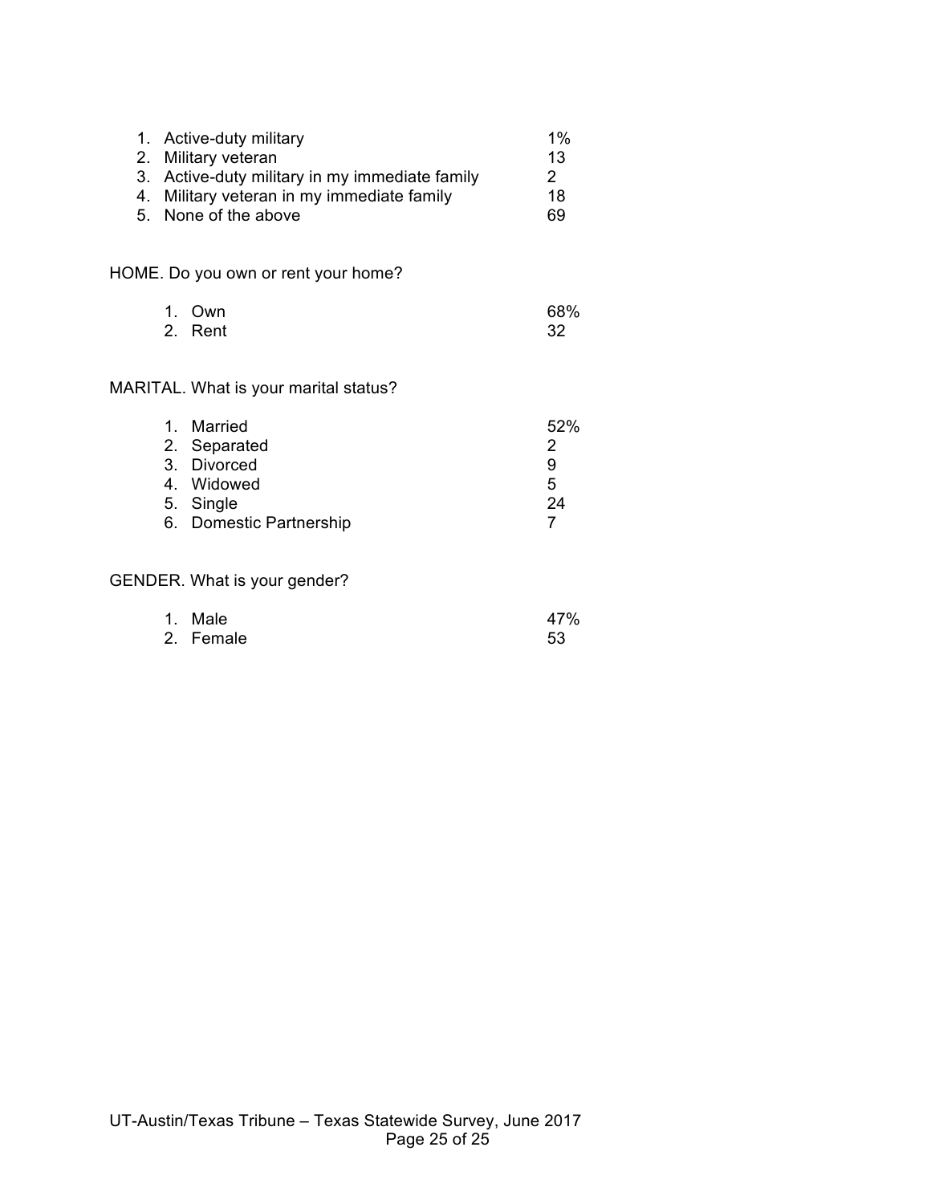| | | |
|---|---|---|
| 1. | Active-duty military | 1% |
| 2. | Military veteran | 13 |
| 3. | Active-duty military in my immediate family | 2 |
| 4. | Military veteran in my immediate family | 18 |
| 5. | None of the above | 69 |

HOME. Do you own or rent your home?

| | | |
|---|---|---|
| 1. | Own | 68% |
| 2. | Rent | 32 |

MARITAL. What is your marital status?

| | | |
|---|---|---|
| 1. | Married | 52% |
| 2. | Separated | 2 |
| 3. | Divorced | 9 |
| 4. | Widowed | 5 |
| 5. | Single | 24 |
| 6. | Domestic Partnership | 7 |

GENDER. What is your gender?

| | | |
|---|---|---|
| 1. | Male | 47% |
| 2. | Female | 53 |